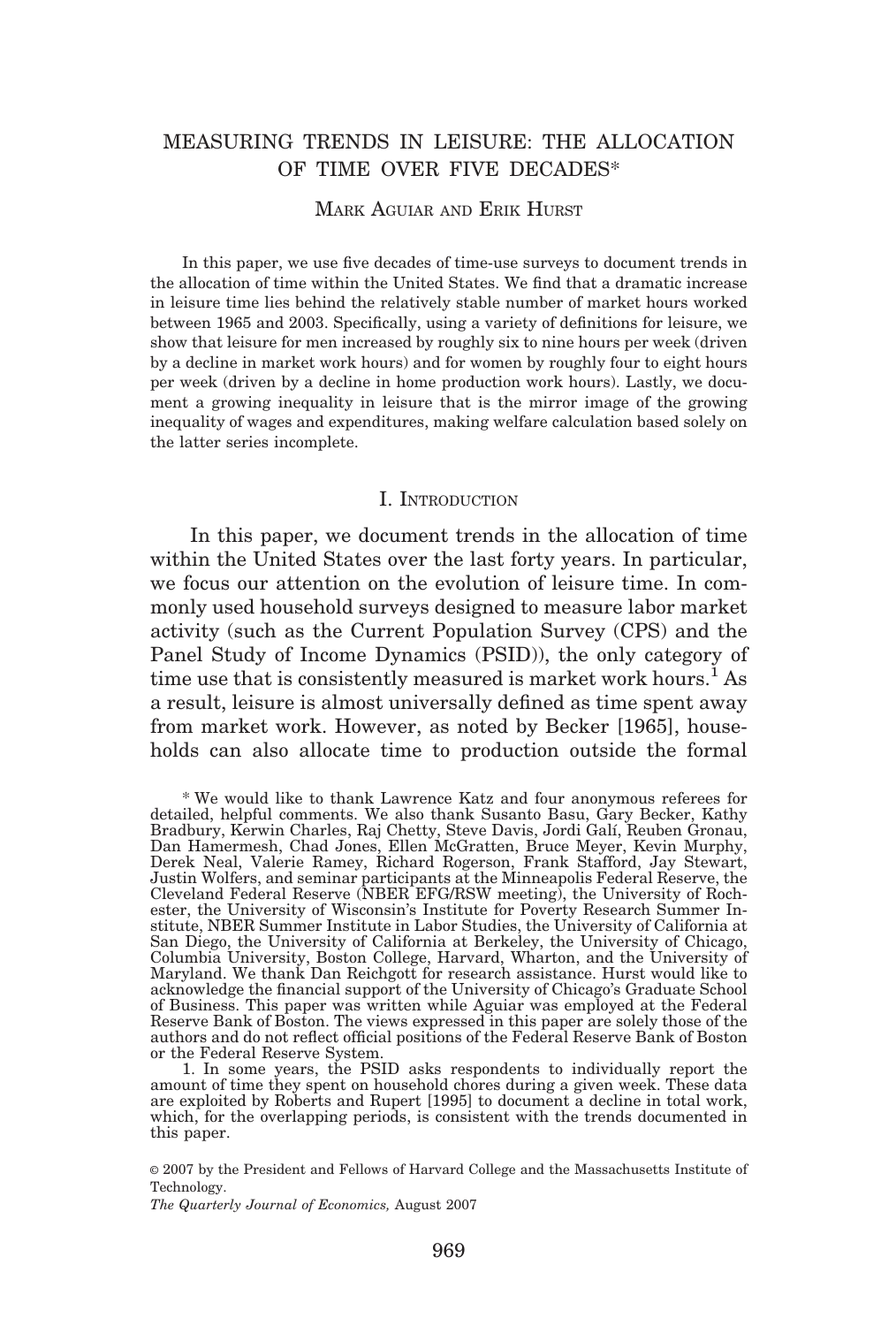# MEASURING TRENDS IN LEISURE: THE ALLOCATION OF TIME OVER FIVE DECADES*

MARK AGUIAR AND ERIK HURST

In this paper, we use five decades of time-use surveys to document trends in the allocation of time within the United States. We find that a dramatic increase in leisure time lies behind the relatively stable number of market hours worked between 1965 and 2003. Specifically, using a variety of definitions for leisure, we show that leisure for men increased by roughly six to nine hours per week (driven by a decline in market work hours) and for women by roughly four to eight hours per week (driven by a decline in home production work hours). Lastly, we document a growing inequality in leisure that is the mirror image of the growing inequality of wages and expenditures, making welfare calculation based solely on the latter series incomplete.

## I. INTRODUCTION

In this paper, we document trends in the allocation of time within the United States over the last forty years. In particular, we focus our attention on the evolution of leisure time. In commonly used household surveys designed to measure labor market activity (such as the Current Population Survey (CPS) and the Panel Study of Income Dynamics (PSID)), the only category of time use that is consistently measured is market work hours.[1] As a result, leisure is almost universally defined as time spent away from market work. However, as noted by Becker [1965], households can also allocate time to production outside the formal

\* We would like to thank Lawrence Katz and four anonymous referees for detailed, helpful comments. We also thank Susanto Basu, Gary Becker, Kathy Bradbury, Kerwin Charles, Raj Chetty, Steve Davis, Jordi Galí, Reuben Gronau, Dan Hamermesh, Chad Jones, Ellen McGratten, Bruce Meyer, Kevin Murphy, Derek Neal, Valerie Ramey, Richard Rogerson, Frank Stafford, Jay Stewart, Justin Wolfers, and seminar participants at the Minneapolis Federal Reserve, the Cleveland Federal Reserve (NBER EFG/RSW meeting), the University of Rochester, the University of Wisconsin's Institute for Poverty Research Summer Institute, NBER Summer Institute in Labor Studies, the University of California at San Diego, the University of California at Berkeley, the University of Chicago, Columbia University, Boston College, Harvard, Wharton, and the University of Maryland. We thank Dan Reichgott for research assistance. Hurst would like to acknowledge the financial support of the University of Chicago's Graduate School of Business. This paper was written while Aguiar was employed at the Federal Reserve Bank of Boston. The views expressed in this paper are solely those of the authors and do not reflect official positions of the Federal Reserve Bank of Boston or the Federal Reserve System.

1. In some years, the PSID asks respondents to individually report the amount of time they spent on household chores during a given week. These data are exploited by Roberts and Rupert [1995] to document a decline in total work, which, for the overlapping periods, is consistent with the trends documented in this paper.

© 2007 by the President and Fellows of Harvard College and the Massachusetts Institute of Technology.
*The Quarterly Journal of Economics,* August 2007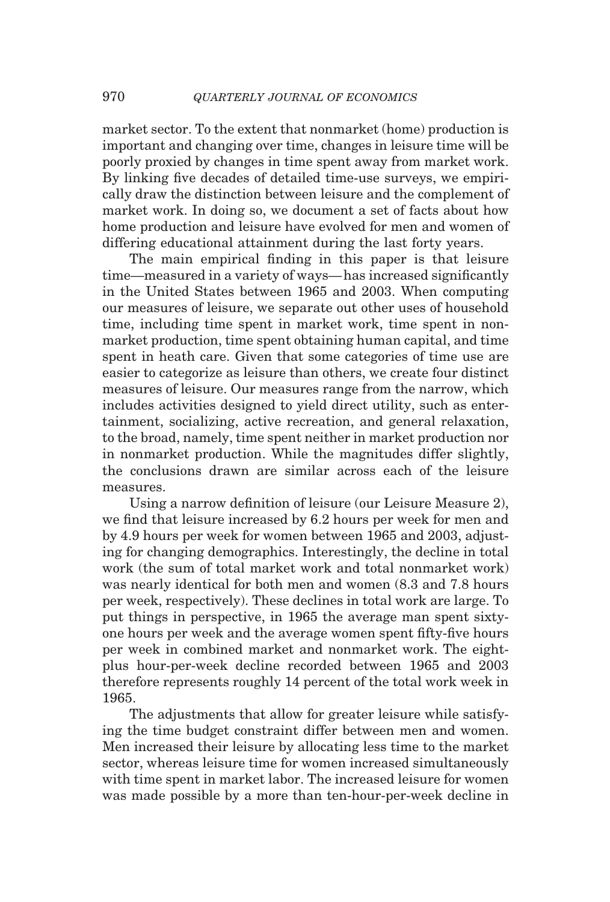market sector. To the extent that nonmarket (home) production is important and changing over time, changes in leisure time will be poorly proxied by changes in time spent away from market work. By linking five decades of detailed time-use surveys, we empirically draw the distinction between leisure and the complement of market work. In doing so, we document a set of facts about how home production and leisure have evolved for men and women of differing educational attainment during the last forty years.

The main empirical finding in this paper is that leisure time—measured in a variety of ways—has increased significantly in the United States between 1965 and 2003. When computing our measures of leisure, we separate out other uses of household time, including time spent in market work, time spent in nonmarket production, time spent obtaining human capital, and time spent in heath care. Given that some categories of time use are easier to categorize as leisure than others, we create four distinct measures of leisure. Our measures range from the narrow, which includes activities designed to yield direct utility, such as entertainment, socializing, active recreation, and general relaxation, to the broad, namely, time spent neither in market production nor in nonmarket production. While the magnitudes differ slightly, the conclusions drawn are similar across each of the leisure measures.

Using a narrow definition of leisure (our Leisure Measure 2), we find that leisure increased by 6.2 hours per week for men and by 4.9 hours per week for women between 1965 and 2003, adjusting for changing demographics. Interestingly, the decline in total work (the sum of total market work and total nonmarket work) was nearly identical for both men and women (8.3 and 7.8 hours per week, respectively). These declines in total work are large. To put things in perspective, in 1965 the average man spent sixty-one hours per week and the average women spent fifty-five hours per week in combined market and nonmarket work. The eight-plus hour-per-week decline recorded between 1965 and 2003 therefore represents roughly 14 percent of the total work week in 1965.

The adjustments that allow for greater leisure while satisfying the time budget constraint differ between men and women. Men increased their leisure by allocating less time to the market sector, whereas leisure time for women increased simultaneously with time spent in market labor. The increased leisure for women was made possible by a more than ten-hour-per-week decline in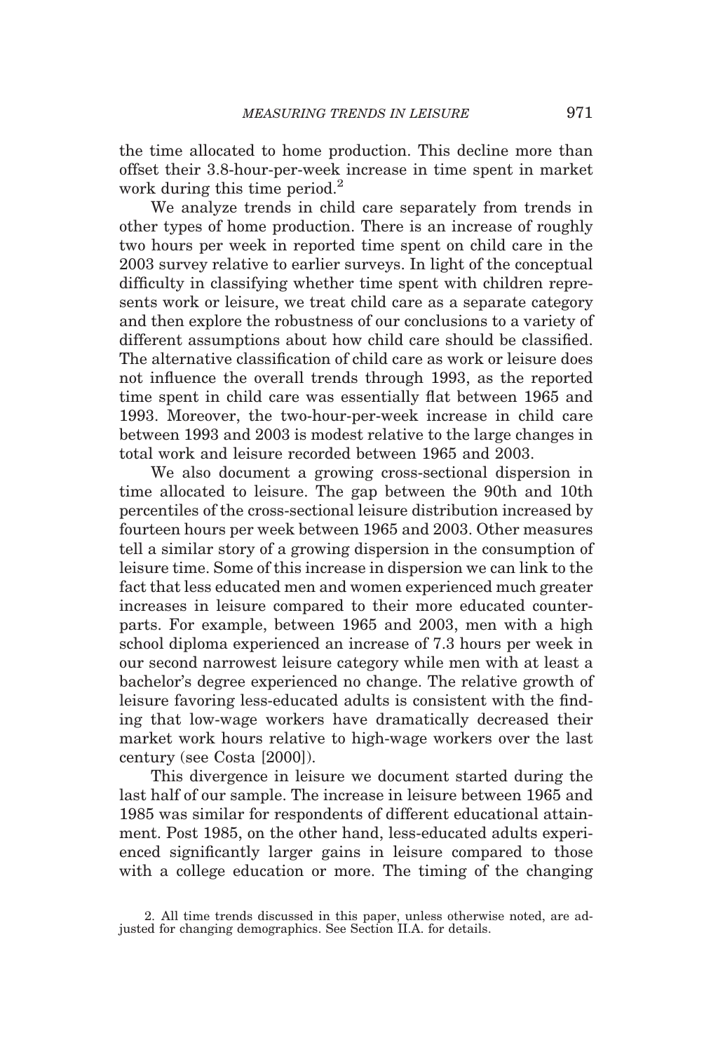the time allocated to home production. This decline more than offset their 3.8-hour-per-week increase in time spent in market work during this time period.[2]

We analyze trends in child care separately from trends in other types of home production. There is an increase of roughly two hours per week in reported time spent on child care in the 2003 survey relative to earlier surveys. In light of the conceptual difficulty in classifying whether time spent with children represents work or leisure, we treat child care as a separate category and then explore the robustness of our conclusions to a variety of different assumptions about how child care should be classified. The alternative classification of child care as work or leisure does not influence the overall trends through 1993, as the reported time spent in child care was essentially flat between 1965 and 1993. Moreover, the two-hour-per-week increase in child care between 1993 and 2003 is modest relative to the large changes in total work and leisure recorded between 1965 and 2003.

We also document a growing cross-sectional dispersion in time allocated to leisure. The gap between the 90th and 10th percentiles of the cross-sectional leisure distribution increased by fourteen hours per week between 1965 and 2003. Other measures tell a similar story of a growing dispersion in the consumption of leisure time. Some of this increase in dispersion we can link to the fact that less educated men and women experienced much greater increases in leisure compared to their more educated counterparts. For example, between 1965 and 2003, men with a high school diploma experienced an increase of 7.3 hours per week in our second narrowest leisure category while men with at least a bachelor's degree experienced no change. The relative growth of leisure favoring less-educated adults is consistent with the finding that low-wage workers have dramatically decreased their market work hours relative to high-wage workers over the last century (see Costa [2000]).

This divergence in leisure we document started during the last half of our sample. The increase in leisure between 1965 and 1985 was similar for respondents of different educational attainment. Post 1985, on the other hand, less-educated adults experienced significantly larger gains in leisure compared to those with a college education or more. The timing of the changing

2. All time trends discussed in this paper, unless otherwise noted, are adjusted for changing demographics. See Section II.A. for details.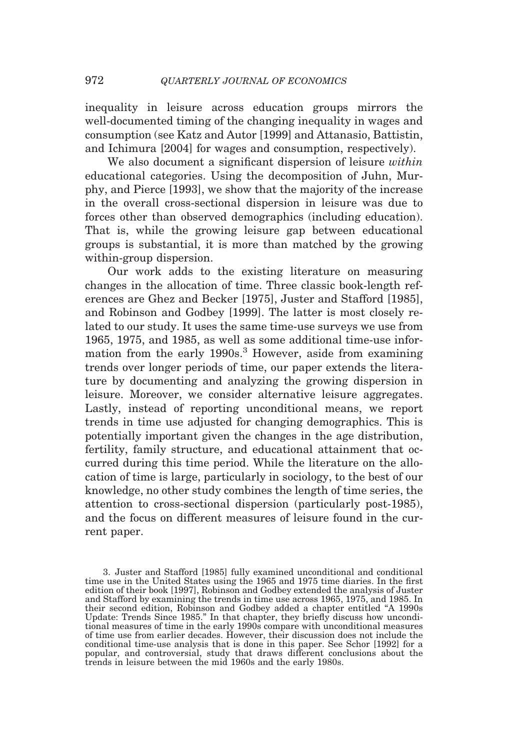inequality in leisure across education groups mirrors the well-documented timing of the changing inequality in wages and consumption (see Katz and Autor [1999] and Attanasio, Battistin, and Ichimura [2004] for wages and consumption, respectively).

We also document a significant dispersion of leisure *within* educational categories. Using the decomposition of Juhn, Murphy, and Pierce [1993], we show that the majority of the increase in the overall cross-sectional dispersion in leisure was due to forces other than observed demographics (including education). That is, while the growing leisure gap between educational groups is substantial, it is more than matched by the growing within-group dispersion.

Our work adds to the existing literature on measuring changes in the allocation of time. Three classic book-length references are Ghez and Becker [1975], Juster and Stafford [1985], and Robinson and Godbey [1999]. The latter is most closely related to our study. It uses the same time-use surveys we use from 1965, 1975, and 1985, as well as some additional time-use information from the early 1990s.[3] However, aside from examining trends over longer periods of time, our paper extends the literature by documenting and analyzing the growing dispersion in leisure. Moreover, we consider alternative leisure aggregates. Lastly, instead of reporting unconditional means, we report trends in time use adjusted for changing demographics. This is potentially important given the changes in the age distribution, fertility, family structure, and educational attainment that occurred during this time period. While the literature on the allocation of time is large, particularly in sociology, to the best of our knowledge, no other study combines the length of time series, the attention to cross-sectional dispersion (particularly post-1985), and the focus on different measures of leisure found in the current paper.

3. Juster and Stafford [1985] fully examined unconditional and conditional time use in the United States using the 1965 and 1975 time diaries. In the first edition of their book [1997], Robinson and Godbey extended the analysis of Juster and Stafford by examining the trends in time use across 1965, 1975, and 1985. In their second edition, Robinson and Godbey added a chapter entitled "A 1990s Update: Trends Since 1985." In that chapter, they briefly discuss how unconditional measures of time in the early 1990s compare with unconditional measures of time use from earlier decades. However, their discussion does not include the conditional time-use analysis that is done in this paper. See Schor [1992] for a popular, and controversial, study that draws different conclusions about the trends in leisure between the mid 1960s and the early 1980s.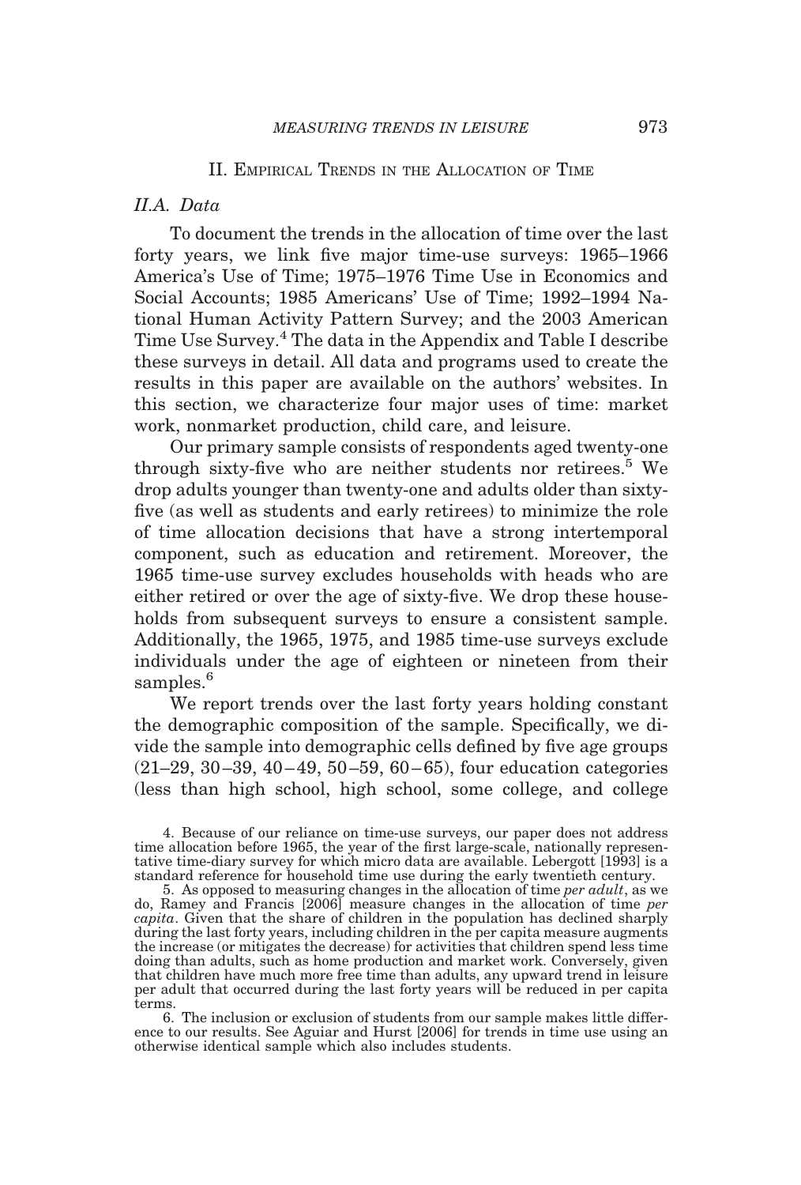## II. Empirical Trends in the Allocation of Time

### II.A. Data

To document the trends in the allocation of time over the last forty years, we link five major time-use surveys: 1965–1966 America's Use of Time; 1975–1976 Time Use in Economics and Social Accounts; 1985 Americans' Use of Time; 1992–1994 National Human Activity Pattern Survey; and the 2003 American Time Use Survey.[4] The data in the Appendix and Table I describe these surveys in detail. All data and programs used to create the results in this paper are available on the authors' websites. In this section, we characterize four major uses of time: market work, nonmarket production, child care, and leisure.

Our primary sample consists of respondents aged twenty-one through sixty-five who are neither students nor retirees.[5] We drop adults younger than twenty-one and adults older than sixty-five (as well as students and early retirees) to minimize the role of time allocation decisions that have a strong intertemporal component, such as education and retirement. Moreover, the 1965 time-use survey excludes households with heads who are either retired or over the age of sixty-five. We drop these households from subsequent surveys to ensure a consistent sample. Additionally, the 1965, 1975, and 1985 time-use surveys exclude individuals under the age of eighteen or nineteen from their samples.[6]

We report trends over the last forty years holding constant the demographic composition of the sample. Specifically, we divide the sample into demographic cells defined by five age groups (21–29, 30–39, 40–49, 50–59, 60–65), four education categories (less than high school, high school, some college, and college

4. Because of our reliance on time-use surveys, our paper does not address time allocation before 1965, the year of the first large-scale, nationally representative time-diary survey for which micro data are available. Lebergott [1993] is a standard reference for household time use during the early twentieth century.

5. As opposed to measuring changes in the allocation of time *per adult*, as we do, Ramey and Francis [2006] measure changes in the allocation of time *per capita*. Given that the share of children in the population has declined sharply during the last forty years, including children in the per capita measure augments the increase (or mitigates the decrease) for activities that children spend less time doing than adults, such as home production and market work. Conversely, given that children have much more free time than adults, any upward trend in leisure per adult that occurred during the last forty years will be reduced in per capita terms.

6. The inclusion or exclusion of students from our sample makes little difference to our results. See Aguiar and Hurst [2006] for trends in time use using an otherwise identical sample which also includes students.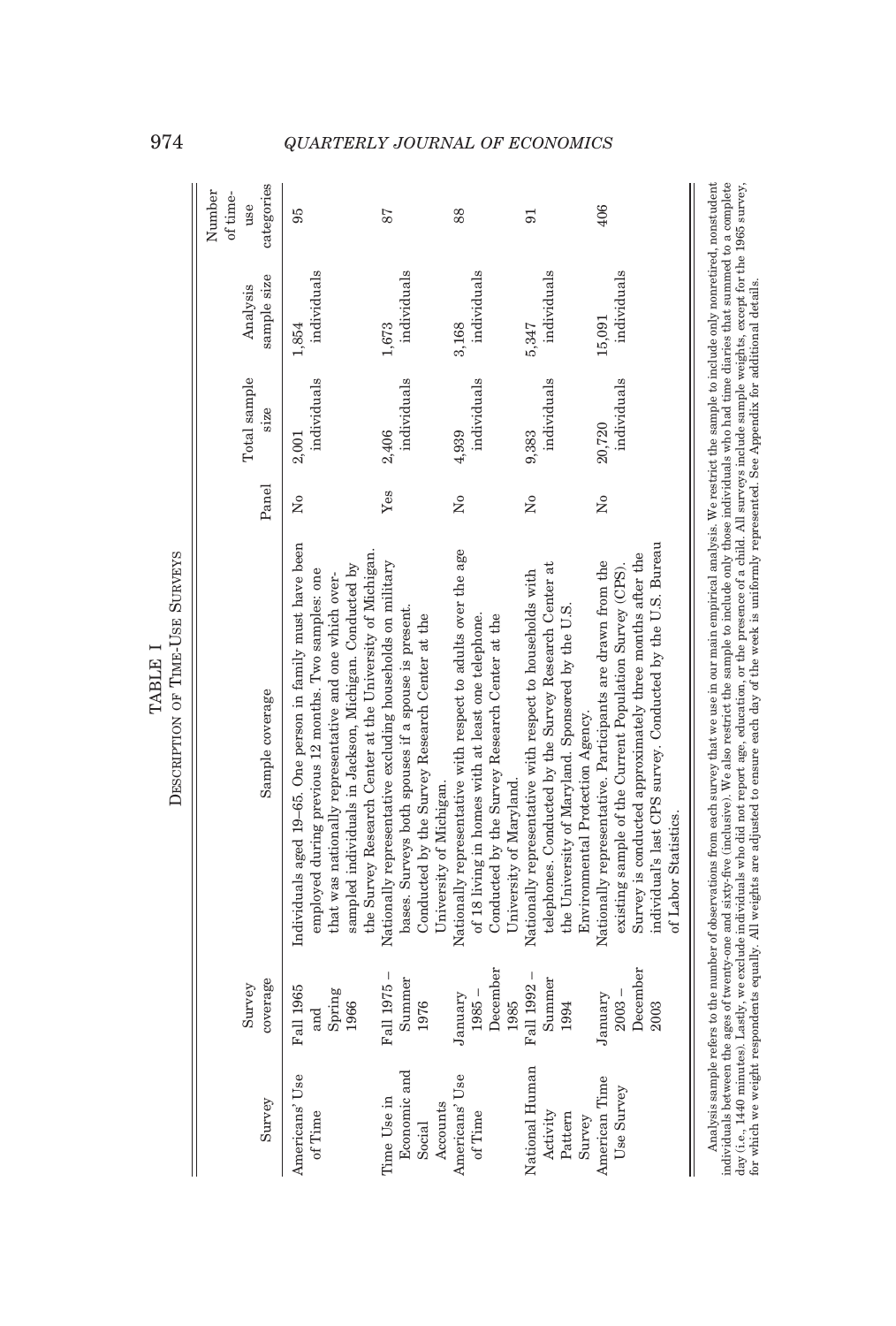TABLE I

DESCRIPTION OF TIME-USE SURVEYS

| Survey | Survey coverage | Sample coverage | Panel | Total sample size | Analysis sample size | Number of time-use categories |
|---|---|---|---|---|---|---|
| Americans' Use of Time | Fall 1965 and Spring 1966 | Individuals aged 19–65. One person in family must have been employed during previous 12 months. Two samples: one that was nationally representative and one which over-sampled individuals in Jackson, Michigan. Conducted by the Survey Research Center at the University of Michigan. | No | 2,001 individuals | 1,854 individuals | 95 |
| Time Use in Economic and Social Accounts | Fall 1975 – Summer 1976 | Nationally representative excluding households on military bases. Surveys both spouses if a spouse is present. Conducted by the Survey Research Center at the University of Michigan. | Yes | 2,406 individuals | 1,673 individuals | 87 |
| Americans' Use of Time | January 1985 – December 1985 | Nationally representative with respect to adults over the age of 18 living in homes with at least one telephone. Conducted by the Survey Research Center at the University of Maryland. | No | 4,939 individuals | 3,168 individuals | 88 |
| National Human Activity Pattern Survey | Fall 1992 – Summer 1994 | Nationally representative with respect to households with telephones. Conducted by the Survey Research Center at the University of Maryland. Sponsored by the U.S. Environmental Protection Agency. | No | 9,383 individuals | 5,347 individuals | 91 |
| American Time Use Survey | January 2003 – December 2003 | Nationally representative. Participants are drawn from the existing sample of the Current Population Survey (CPS). Survey is conducted approximately three months after the individual's last CPS survey. Conducted by the U.S. Bureau of Labor Statistics. | No | 20,720 individuals | 15,091 individuals | 406 |

Analysis sample refers to the number of observations from each survey that we use in our main empirical analysis. We restrict the sample to include only nonretired, nonstudent individuals between the ages of twenty-one and sixty-five (inclusive). We also restrict the sample to include only those individuals who had time diaries that summed to a complete day (i.e., 1440 minutes). Lastly, we exclude individuals who did not report age, education, or the presence of a child. All surveys include sample weights, except for the 1965 survey, for which we weight respondents equally. All weights are adjusted to ensure each day of the week is uniformly represented. See Appendix for additional details.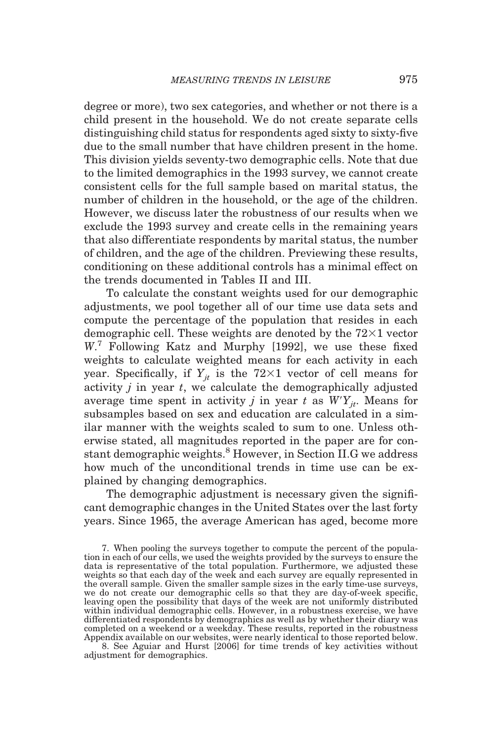degree or more), two sex categories, and whether or not there is a child present in the household. We do not create separate cells distinguishing child status for respondents aged sixty to sixty-five due to the small number that have children present in the home. This division yields seventy-two demographic cells. Note that due to the limited demographics in the 1993 survey, we cannot create consistent cells for the full sample based on marital status, the number of children in the household, or the age of the children. However, we discuss later the robustness of our results when we exclude the 1993 survey and create cells in the remaining years that also differentiate respondents by marital status, the number of children, and the age of the children. Previewing these results, conditioning on these additional controls has a minimal effect on the trends documented in Tables II and III.

To calculate the constant weights used for our demographic adjustments, we pool together all of our time use data sets and compute the percentage of the population that resides in each demographic cell. These weights are denoted by the $72 \times 1$ vector $W$.[7] Following Katz and Murphy [1992], we use these fixed weights to calculate weighted means for each activity in each year. Specifically, if $Y_{jt}$ is the $72 \times 1$ vector of cell means for activity $j$ in year $t$, we calculate the demographically adjusted average time spent in activity $j$ in year $t$ as $W'Y_{jt}$. Means for subsamples based on sex and education are calculated in a similar manner with the weights scaled to sum to one. Unless otherwise stated, all magnitudes reported in the paper are for constant demographic weights.[8] However, in Section II.G we address how much of the unconditional trends in time use can be explained by changing demographics.

The demographic adjustment is necessary given the significant demographic changes in the United States over the last forty years. Since 1965, the average American has aged, become more

7. When pooling the surveys together to compute the percent of the population in each of our cells, we used the weights provided by the surveys to ensure the data is representative of the total population. Furthermore, we adjusted these weights so that each day of the week and each survey are equally represented in the overall sample. Given the smaller sample sizes in the early time-use surveys, we do not create our demographic cells so that they are day-of-week specific, leaving open the possibility that days of the week are not uniformly distributed within individual demographic cells. However, in a robustness exercise, we have differentiated respondents by demographics as well as by whether their diary was completed on a weekend or a weekday. These results, reported in the robustness Appendix available on our websites, were nearly identical to those reported below.

8. See Aguiar and Hurst [2006] for time trends of key activities without adjustment for demographics.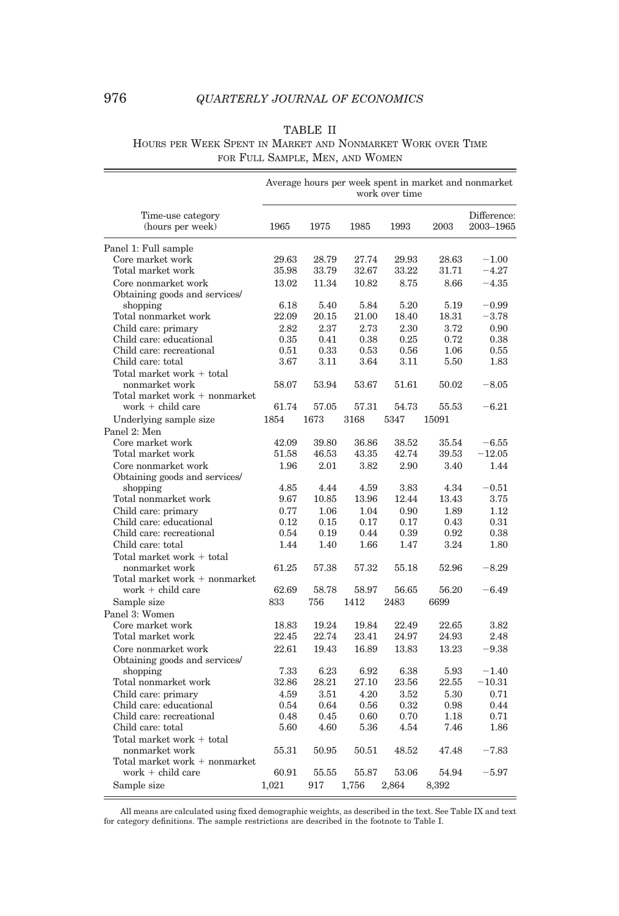TABLE II

HOURS PER WEEK SPENT IN MARKET AND NONMARKET WORK OVER TIME FOR FULL SAMPLE, MEN, AND WOMEN

| Time-use category (hours per week) | Average hours per week spent in market and nonmarket work over time | | | | | |
|---|---|---|---|---|---|---|
| | 1965 | 1975 | 1985 | 1993 | 2003 | Difference: 2003–1965 |
| Panel 1: Full sample | | | | | | |
| Core market work | 29.63 | 28.79 | 27.74 | 29.93 | 28.63 | −1.00 |
| Total market work | 35.98 | 33.79 | 32.67 | 33.22 | 31.71 | −4.27 |
| Core nonmarket work | 13.02 | 11.34 | 10.82 | 8.75 | 8.66 | −4.35 |
| Obtaining goods and services/ shopping | 6.18 | 5.40 | 5.84 | 5.20 | 5.19 | −0.99 |
| Total nonmarket work | 22.09 | 20.15 | 21.00 | 18.40 | 18.31 | −3.78 |
| Child care: primary | 2.82 | 2.37 | 2.73 | 2.30 | 3.72 | 0.90 |
| Child care: educational | 0.35 | 0.41 | 0.38 | 0.25 | 0.72 | 0.38 |
| Child care: recreational | 0.51 | 0.33 | 0.53 | 0.56 | 1.06 | 0.55 |
| Child care: total | 3.67 | 3.11 | 3.64 | 3.11 | 5.50 | 1.83 |
| Total market work + total nonmarket work | 58.07 | 53.94 | 53.67 | 51.61 | 50.02 | −8.05 |
| Total market work + nonmarket work + child care | 61.74 | 57.05 | 57.31 | 54.73 | 55.53 | −6.21 |
| Underlying sample size | 1854 | 1673 | 3168 | 5347 | 15091 | |
| Panel 2: Men | | | | | | |
| Core market work | 42.09 | 39.80 | 36.86 | 38.52 | 35.54 | −6.55 |
| Total market work | 51.58 | 46.53 | 43.35 | 42.74 | 39.53 | −12.05 |
| Core nonmarket work | 1.96 | 2.01 | 3.82 | 2.90 | 3.40 | 1.44 |
| Obtaining goods and services/ shopping | 4.85 | 4.44 | 4.59 | 3.83 | 4.34 | −0.51 |
| Total nonmarket work | 9.67 | 10.85 | 13.96 | 12.44 | 13.43 | 3.75 |
| Child care: primary | 0.77 | 1.06 | 1.04 | 0.90 | 1.89 | 1.12 |
| Child care: educational | 0.12 | 0.15 | 0.17 | 0.17 | 0.43 | 0.31 |
| Child care: recreational | 0.54 | 0.19 | 0.44 | 0.39 | 0.92 | 0.38 |
| Child care: total | 1.44 | 1.40 | 1.66 | 1.47 | 3.24 | 1.80 |
| Total market work + total nonmarket work | 61.25 | 57.38 | 57.32 | 55.18 | 52.96 | −8.29 |
| Total market work + nonmarket work + child care | 62.69 | 58.78 | 58.97 | 56.65 | 56.20 | −6.49 |
| Sample size | 833 | 756 | 1412 | 2483 | 6699 | |
| Panel 3: Women | | | | | | |
| Core market work | 18.83 | 19.24 | 19.84 | 22.49 | 22.65 | 3.82 |
| Total market work | 22.45 | 22.74 | 23.41 | 24.97 | 24.93 | 2.48 |
| Core nonmarket work | 22.61 | 19.43 | 16.89 | 13.83 | 13.23 | −9.38 |
| Obtaining goods and services/ shopping | 7.33 | 6.23 | 6.92 | 6.38 | 5.93 | −1.40 |
| Total nonmarket work | 32.86 | 28.21 | 27.10 | 23.56 | 22.55 | −10.31 |
| Child care: primary | 4.59 | 3.51 | 4.20 | 3.52 | 5.30 | 0.71 |
| Child care: educational | 0.54 | 0.64 | 0.56 | 0.32 | 0.98 | 0.44 |
| Child care: recreational | 0.48 | 0.45 | 0.60 | 0.70 | 1.18 | 0.71 |
| Child care: total | 5.60 | 4.60 | 5.36 | 4.54 | 7.46 | 1.86 |
| Total market work + total nonmarket work | 55.31 | 50.95 | 50.51 | 48.52 | 47.48 | −7.83 |
| Total market work + nonmarket work + child care | 60.91 | 55.55 | 55.87 | 53.06 | 54.94 | −5.97 |
| Sample size | 1,021 | 917 | 1,756 | 2,864 | 8,392 | |

All means are calculated using fixed demographic weights, as described in the text. See Table IX and text for category definitions. The sample restrictions are described in the footnote to Table I.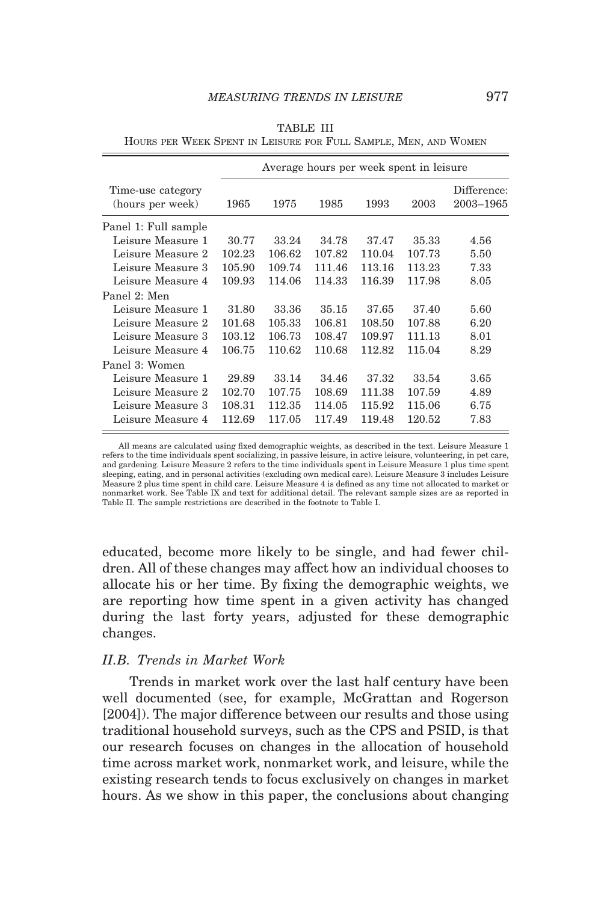TABLE III
HOURS PER WEEK SPENT IN LEISURE FOR FULL SAMPLE, MEN, AND WOMEN

| Time-use category (hours per week) | Average hours per week spent in leisure | | | | | |
|---|---|---|---|---|---|---|
| | 1965 | 1975 | 1985 | 1993 | 2003 | Difference: 2003–1965 |
| Panel 1: Full sample | | | | | | |
| Leisure Measure 1 | 30.77 | 33.24 | 34.78 | 37.47 | 35.33 | 4.56 |
| Leisure Measure 2 | 102.23 | 106.62 | 107.82 | 110.04 | 107.73 | 5.50 |
| Leisure Measure 3 | 105.90 | 109.74 | 111.46 | 113.16 | 113.23 | 7.33 |
| Leisure Measure 4 | 109.93 | 114.06 | 114.33 | 116.39 | 117.98 | 8.05 |
| Panel 2: Men | | | | | | |
| Leisure Measure 1 | 31.80 | 33.36 | 35.15 | 37.65 | 37.40 | 5.60 |
| Leisure Measure 2 | 101.68 | 105.33 | 106.81 | 108.50 | 107.88 | 6.20 |
| Leisure Measure 3 | 103.12 | 106.73 | 108.47 | 109.97 | 111.13 | 8.01 |
| Leisure Measure 4 | 106.75 | 110.62 | 110.68 | 112.82 | 115.04 | 8.29 |
| Panel 3: Women | | | | | | |
| Leisure Measure 1 | 29.89 | 33.14 | 34.46 | 37.32 | 33.54 | 3.65 |
| Leisure Measure 2 | 102.70 | 107.75 | 108.69 | 111.38 | 107.59 | 4.89 |
| Leisure Measure 3 | 108.31 | 112.35 | 114.05 | 115.92 | 115.06 | 6.75 |
| Leisure Measure 4 | 112.69 | 117.05 | 117.49 | 119.48 | 120.52 | 7.83 |

All means are calculated using fixed demographic weights, as described in the text. Leisure Measure 1 refers to the time individuals spent socializing, in passive leisure, in active leisure, volunteering, in pet care, and gardening. Leisure Measure 2 refers to the time individuals spent in Leisure Measure 1 plus time spent sleeping, eating, and in personal activities (excluding own medical care). Leisure Measure 3 includes Leisure Measure 2 plus time spent in child care. Leisure Measure 4 is defined as any time not allocated to market or nonmarket work. See Table IX and text for additional detail. The relevant sample sizes are as reported in Table II. The sample restrictions are described in the footnote to Table I.

educated, become more likely to be single, and had fewer children. All of these changes may affect how an individual chooses to allocate his or her time. By fixing the demographic weights, we are reporting how time spent in a given activity has changed during the last forty years, adjusted for these demographic changes.

### *II.B. Trends in Market Work*

Trends in market work over the last half century have been well documented (see, for example, McGrattan and Rogerson [2004]). The major difference between our results and those using traditional household surveys, such as the CPS and PSID, is that our research focuses on changes in the allocation of household time across market work, nonmarket work, and leisure, while the existing research tends to focus exclusively on changes in market hours. As we show in this paper, the conclusions about changing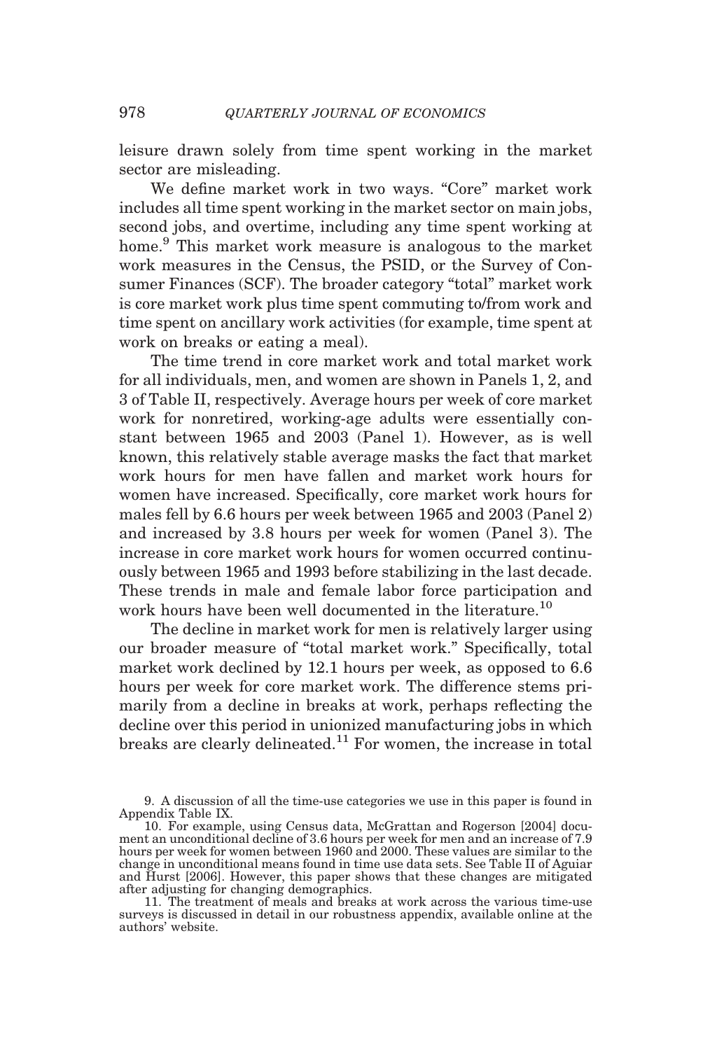leisure drawn solely from time spent working in the market sector are misleading.

We define market work in two ways. "Core" market work includes all time spent working in the market sector on main jobs, second jobs, and overtime, including any time spent working at home.[9] This market work measure is analogous to the market work measures in the Census, the PSID, or the Survey of Consumer Finances (SCF). The broader category "total" market work is core market work plus time spent commuting to/from work and time spent on ancillary work activities (for example, time spent at work on breaks or eating a meal).

The time trend in core market work and total market work for all individuals, men, and women are shown in Panels 1, 2, and 3 of Table II, respectively. Average hours per week of core market work for nonretired, working-age adults were essentially constant between 1965 and 2003 (Panel 1). However, as is well known, this relatively stable average masks the fact that market work hours for men have fallen and market work hours for women have increased. Specifically, core market work hours for males fell by 6.6 hours per week between 1965 and 2003 (Panel 2) and increased by 3.8 hours per week for women (Panel 3). The increase in core market work hours for women occurred continuously between 1965 and 1993 before stabilizing in the last decade. These trends in male and female labor force participation and work hours have been well documented in the literature.[10]

The decline in market work for men is relatively larger using our broader measure of "total market work." Specifically, total market work declined by 12.1 hours per week, as opposed to 6.6 hours per week for core market work. The difference stems primarily from a decline in breaks at work, perhaps reflecting the decline over this period in unionized manufacturing jobs in which breaks are clearly delineated.[11] For women, the increase in total

9. A discussion of all the time-use categories we use in this paper is found in Appendix Table IX.

10. For example, using Census data, McGrattan and Rogerson [2004] document an unconditional decline of 3.6 hours per week for men and an increase of 7.9 hours per week for women between 1960 and 2000. These values are similar to the change in unconditional means found in time use data sets. See Table II of Aguiar and Hurst [2006]. However, this paper shows that these changes are mitigated after adjusting for changing demographics.

11. The treatment of meals and breaks at work across the various time-use surveys is discussed in detail in our robustness appendix, available online at the authors' website.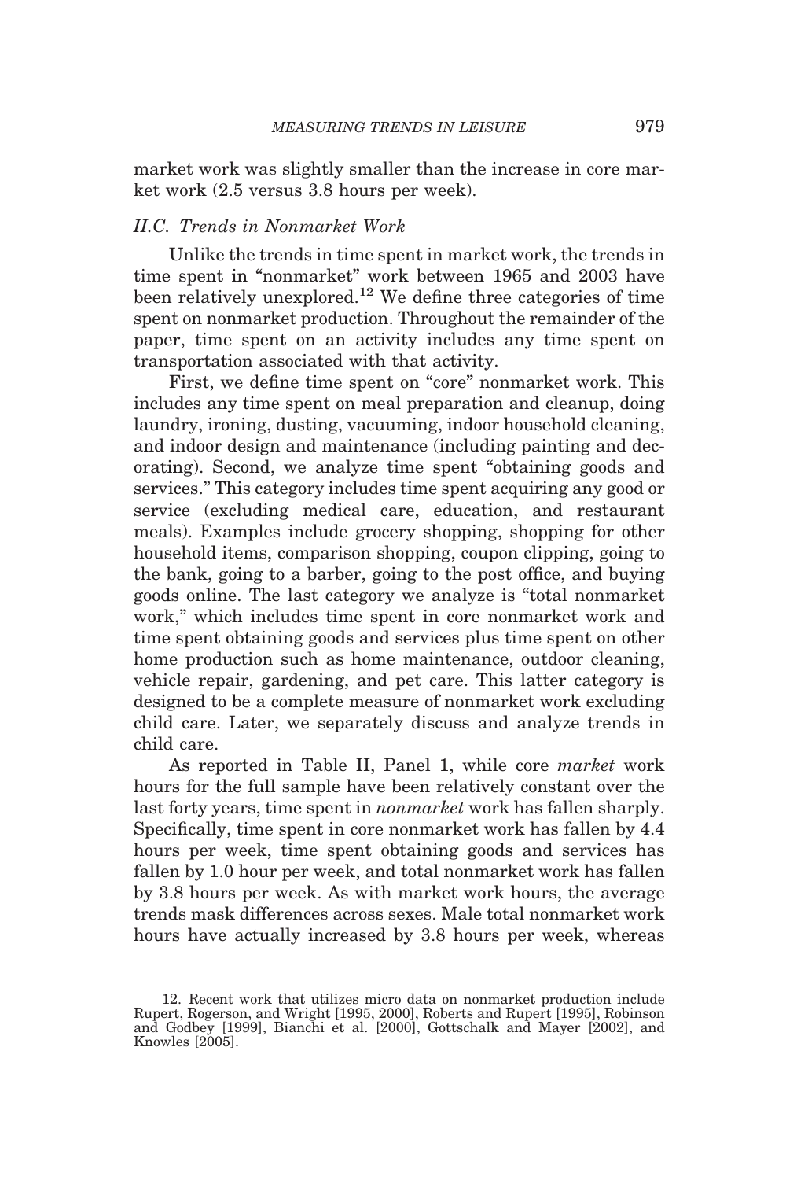market work was slightly smaller than the increase in core market work (2.5 versus 3.8 hours per week).

### *II.C. Trends in Nonmarket Work*

Unlike the trends in time spent in market work, the trends in time spent in "nonmarket" work between 1965 and 2003 have been relatively unexplored.[12] We define three categories of time spent on nonmarket production. Throughout the remainder of the paper, time spent on an activity includes any time spent on transportation associated with that activity.

First, we define time spent on "core" nonmarket work. This includes any time spent on meal preparation and cleanup, doing laundry, ironing, dusting, vacuuming, indoor household cleaning, and indoor design and maintenance (including painting and decorating). Second, we analyze time spent "obtaining goods and services." This category includes time spent acquiring any good or service (excluding medical care, education, and restaurant meals). Examples include grocery shopping, shopping for other household items, comparison shopping, coupon clipping, going to the bank, going to a barber, going to the post office, and buying goods online. The last category we analyze is "total nonmarket work," which includes time spent in core nonmarket work and time spent obtaining goods and services plus time spent on other home production such as home maintenance, outdoor cleaning, vehicle repair, gardening, and pet care. This latter category is designed to be a complete measure of nonmarket work excluding child care. Later, we separately discuss and analyze trends in child care.

As reported in Table II, Panel 1, while core *market* work hours for the full sample have been relatively constant over the last forty years, time spent in *nonmarket* work has fallen sharply. Specifically, time spent in core nonmarket work has fallen by 4.4 hours per week, time spent obtaining goods and services has fallen by 1.0 hour per week, and total nonmarket work has fallen by 3.8 hours per week. As with market work hours, the average trends mask differences across sexes. Male total nonmarket work hours have actually increased by 3.8 hours per week, whereas

12. Recent work that utilizes micro data on nonmarket production include Rupert, Rogerson, and Wright [1995, 2000], Roberts and Rupert [1995], Robinson and Godbey [1999], Bianchi et al. [2000], Gottschalk and Mayer [2002], and Knowles [2005].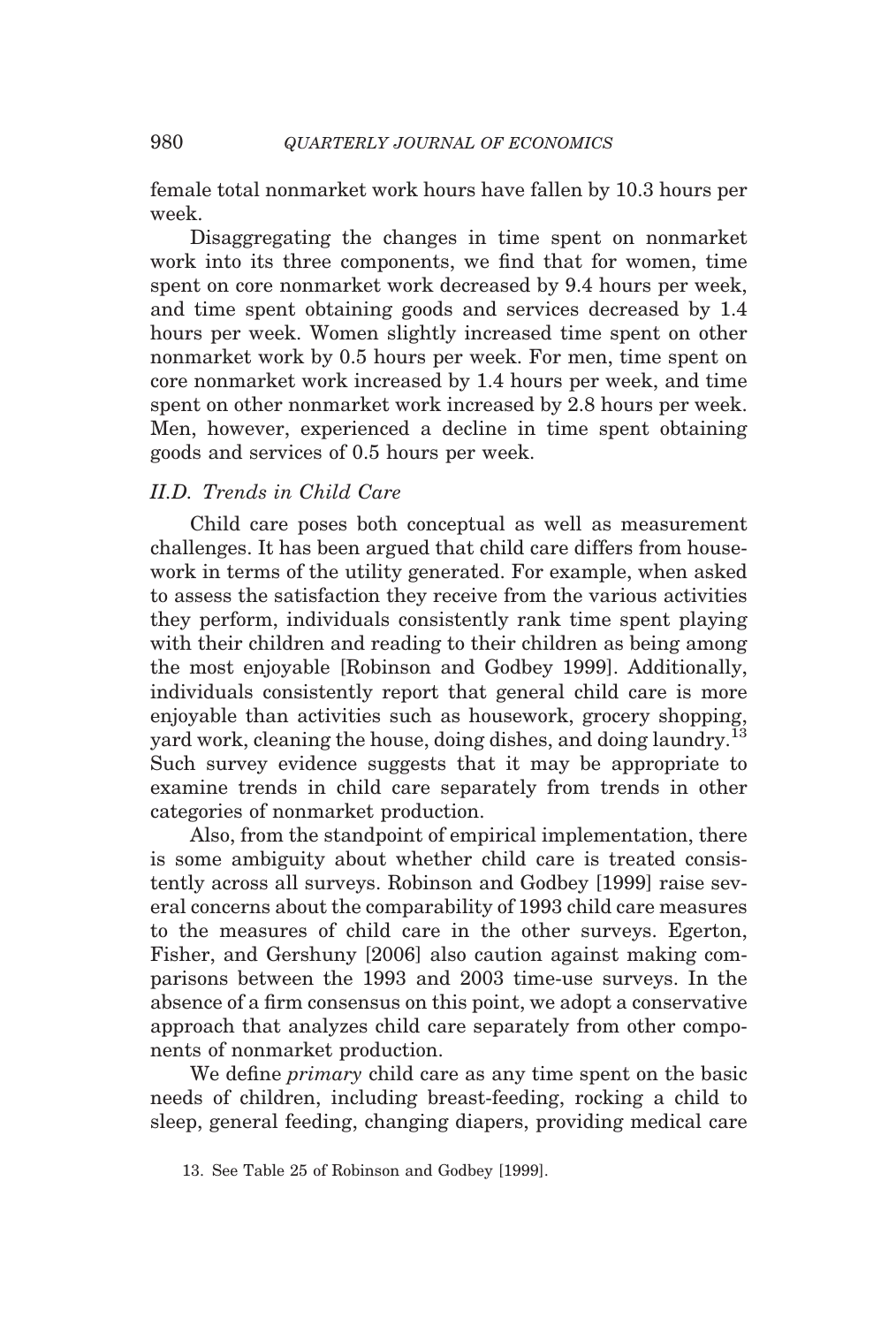female total nonmarket work hours have fallen by 10.3 hours per week.

Disaggregating the changes in time spent on nonmarket work into its three components, we find that for women, time spent on core nonmarket work decreased by 9.4 hours per week, and time spent obtaining goods and services decreased by 1.4 hours per week. Women slightly increased time spent on other nonmarket work by 0.5 hours per week. For men, time spent on core nonmarket work increased by 1.4 hours per week, and time spent on other nonmarket work increased by 2.8 hours per week. Men, however, experienced a decline in time spent obtaining goods and services of 0.5 hours per week.

### *II.D. Trends in Child Care*

Child care poses both conceptual as well as measurement challenges. It has been argued that child care differs from housework in terms of the utility generated. For example, when asked to assess the satisfaction they receive from the various activities they perform, individuals consistently rank time spent playing with their children and reading to their children as being among the most enjoyable [Robinson and Godbey 1999]. Additionally, individuals consistently report that general child care is more enjoyable than activities such as housework, grocery shopping, yard work, cleaning the house, doing dishes, and doing laundry.[13] Such survey evidence suggests that it may be appropriate to examine trends in child care separately from trends in other categories of nonmarket production.

Also, from the standpoint of empirical implementation, there is some ambiguity about whether child care is treated consistently across all surveys. Robinson and Godbey [1999] raise several concerns about the comparability of 1993 child care measures to the measures of child care in the other surveys. Egerton, Fisher, and Gershuny [2006] also caution against making comparisons between the 1993 and 2003 time-use surveys. In the absence of a firm consensus on this point, we adopt a conservative approach that analyzes child care separately from other components of nonmarket production.

We define *primary* child care as any time spent on the basic needs of children, including breast-feeding, rocking a child to sleep, general feeding, changing diapers, providing medical care

13. See Table 25 of Robinson and Godbey [1999].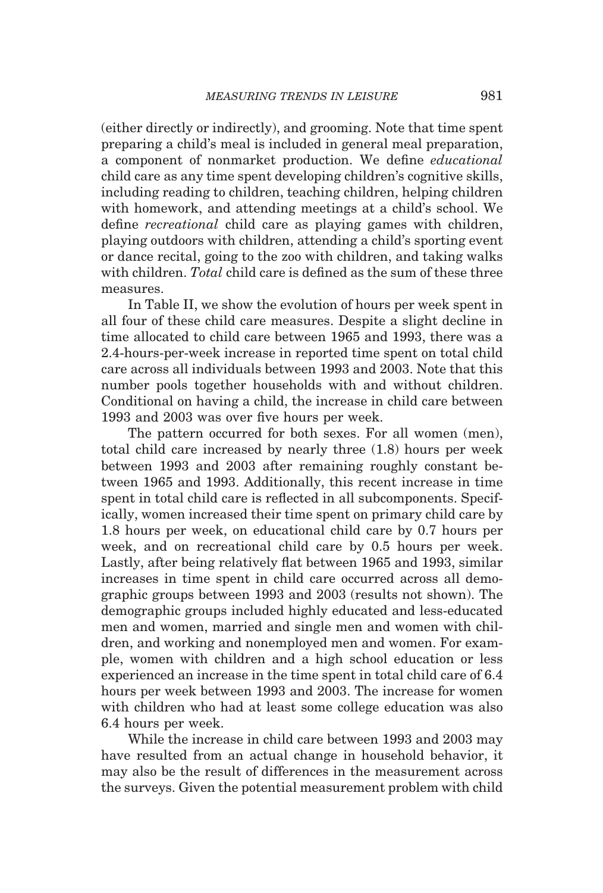(either directly or indirectly), and grooming. Note that time spent preparing a child's meal is included in general meal preparation, a component of nonmarket production. We define *educational* child care as any time spent developing children's cognitive skills, including reading to children, teaching children, helping children with homework, and attending meetings at a child's school. We define *recreational* child care as playing games with children, playing outdoors with children, attending a child's sporting event or dance recital, going to the zoo with children, and taking walks with children. *Total* child care is defined as the sum of these three measures.

In Table II, we show the evolution of hours per week spent in all four of these child care measures. Despite a slight decline in time allocated to child care between 1965 and 1993, there was a 2.4-hours-per-week increase in reported time spent on total child care across all individuals between 1993 and 2003. Note that this number pools together households with and without children. Conditional on having a child, the increase in child care between 1993 and 2003 was over five hours per week.

The pattern occurred for both sexes. For all women (men), total child care increased by nearly three (1.8) hours per week between 1993 and 2003 after remaining roughly constant between 1965 and 1993. Additionally, this recent increase in time spent in total child care is reflected in all subcomponents. Specifically, women increased their time spent on primary child care by 1.8 hours per week, on educational child care by 0.7 hours per week, and on recreational child care by 0.5 hours per week. Lastly, after being relatively flat between 1965 and 1993, similar increases in time spent in child care occurred across all demographic groups between 1993 and 2003 (results not shown). The demographic groups included highly educated and less-educated men and women, married and single men and women with children, and working and nonemployed men and women. For example, women with children and a high school education or less experienced an increase in the time spent in total child care of 6.4 hours per week between 1993 and 2003. The increase for women with children who had at least some college education was also 6.4 hours per week.

While the increase in child care between 1993 and 2003 may have resulted from an actual change in household behavior, it may also be the result of differences in the measurement across the surveys. Given the potential measurement problem with child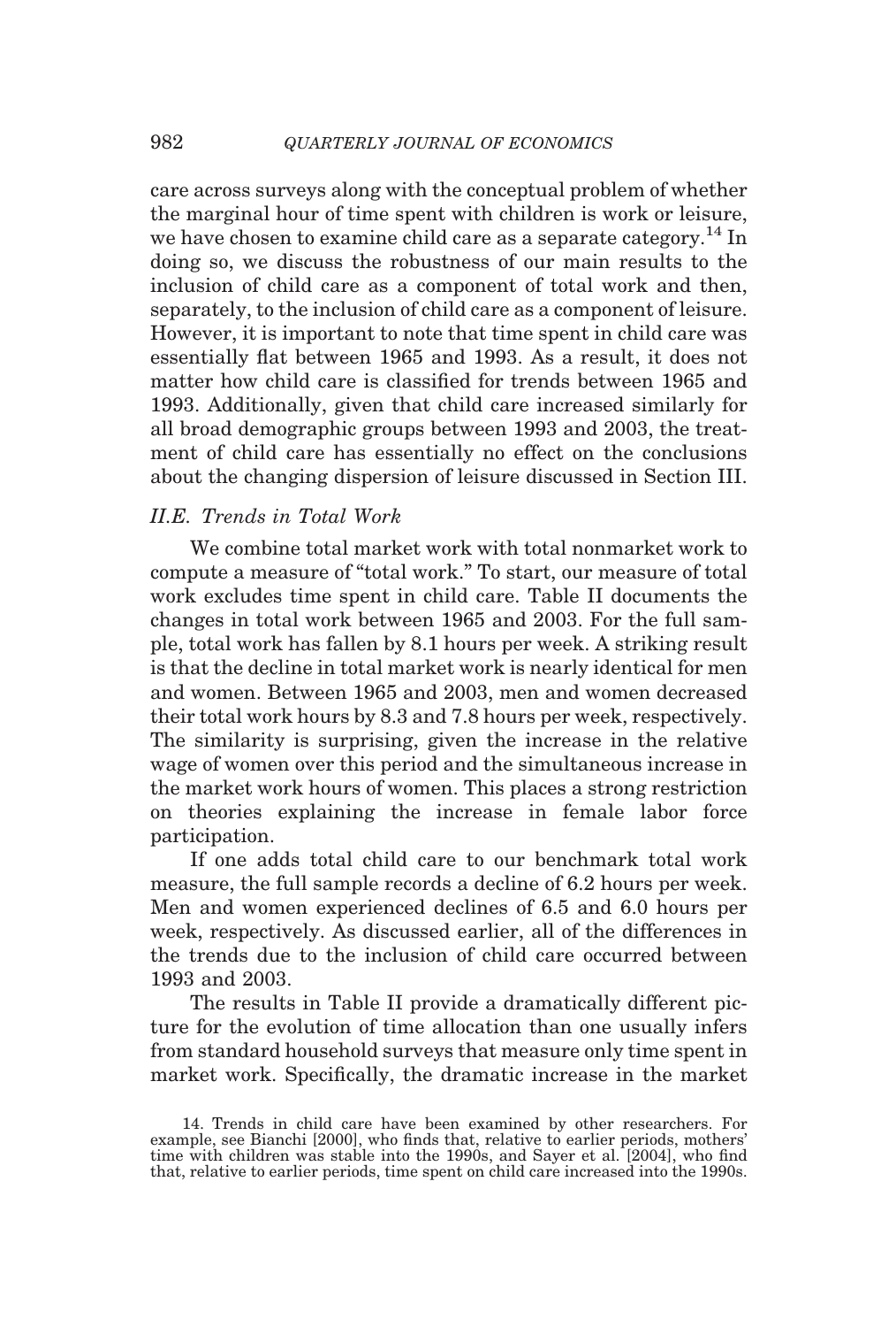care across surveys along with the conceptual problem of whether the marginal hour of time spent with children is work or leisure, we have chosen to examine child care as a separate category.[14] In doing so, we discuss the robustness of our main results to the inclusion of child care as a component of total work and then, separately, to the inclusion of child care as a component of leisure. However, it is important to note that time spent in child care was essentially flat between 1965 and 1993. As a result, it does not matter how child care is classified for trends between 1965 and 1993. Additionally, given that child care increased similarly for all broad demographic groups between 1993 and 2003, the treatment of child care has essentially no effect on the conclusions about the changing dispersion of leisure discussed in Section III.

### *II.E. Trends in Total Work*

We combine total market work with total nonmarket work to compute a measure of "total work." To start, our measure of total work excludes time spent in child care. Table II documents the changes in total work between 1965 and 2003. For the full sample, total work has fallen by 8.1 hours per week. A striking result is that the decline in total market work is nearly identical for men and women. Between 1965 and 2003, men and women decreased their total work hours by 8.3 and 7.8 hours per week, respectively. The similarity is surprising, given the increase in the relative wage of women over this period and the simultaneous increase in the market work hours of women. This places a strong restriction on theories explaining the increase in female labor force participation.

If one adds total child care to our benchmark total work measure, the full sample records a decline of 6.2 hours per week. Men and women experienced declines of 6.5 and 6.0 hours per week, respectively. As discussed earlier, all of the differences in the trends due to the inclusion of child care occurred between 1993 and 2003.

The results in Table II provide a dramatically different picture for the evolution of time allocation than one usually infers from standard household surveys that measure only time spent in market work. Specifically, the dramatic increase in the market

14. Trends in child care have been examined by other researchers. For example, see Bianchi [2000], who finds that, relative to earlier periods, mothers' time with children was stable into the 1990s, and Sayer et al. [2004], who find that, relative to earlier periods, time spent on child care increased into the 1990s.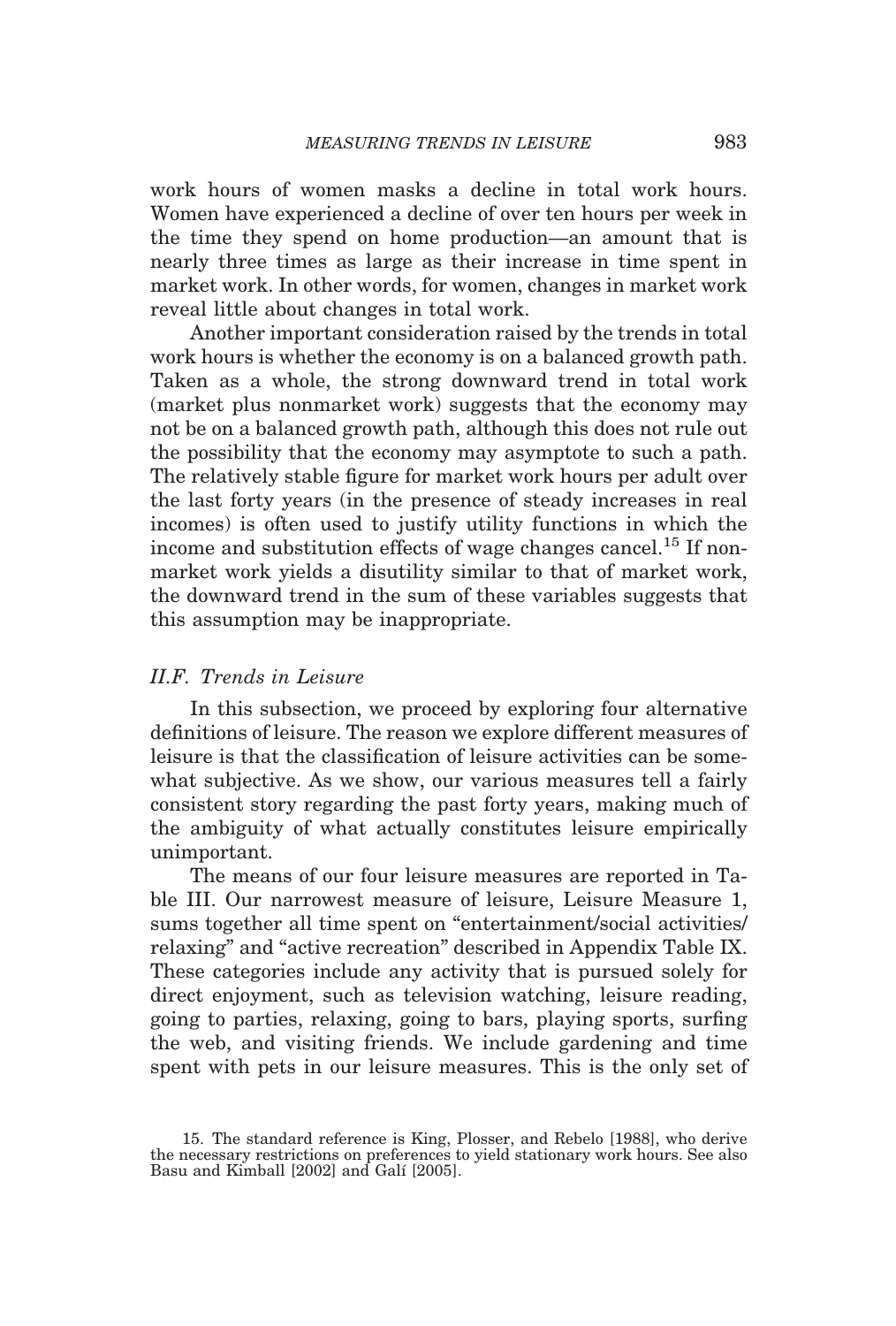work hours of women masks a decline in total work hours. Women have experienced a decline of over ten hours per week in the time they spend on home production—an amount that is nearly three times as large as their increase in time spent in market work. In other words, for women, changes in market work reveal little about changes in total work.

Another important consideration raised by the trends in total work hours is whether the economy is on a balanced growth path. Taken as a whole, the strong downward trend in total work (market plus nonmarket work) suggests that the economy may not be on a balanced growth path, although this does not rule out the possibility that the economy may asymptote to such a path. The relatively stable figure for market work hours per adult over the last forty years (in the presence of steady increases in real incomes) is often used to justify utility functions in which the income and substitution effects of wage changes cancel.[15] If nonmarket work yields a disutility similar to that of market work, the downward trend in the sum of these variables suggests that this assumption may be inappropriate.

### *II.F. Trends in Leisure*

In this subsection, we proceed by exploring four alternative definitions of leisure. The reason we explore different measures of leisure is that the classification of leisure activities can be somewhat subjective. As we show, our various measures tell a fairly consistent story regarding the past forty years, making much of the ambiguity of what actually constitutes leisure empirically unimportant.

The means of our four leisure measures are reported in Table III. Our narrowest measure of leisure, Leisure Measure 1, sums together all time spent on "entertainment/social activities/relaxing" and "active recreation" described in Appendix Table IX. These categories include any activity that is pursued solely for direct enjoyment, such as television watching, leisure reading, going to parties, relaxing, going to bars, playing sports, surfing the web, and visiting friends. We include gardening and time spent with pets in our leisure measures. This is the only set of

15. The standard reference is King, Plosser, and Rebelo [1988], who derive the necessary restrictions on preferences to yield stationary work hours. See also Basu and Kimball [2002] and Galí [2005].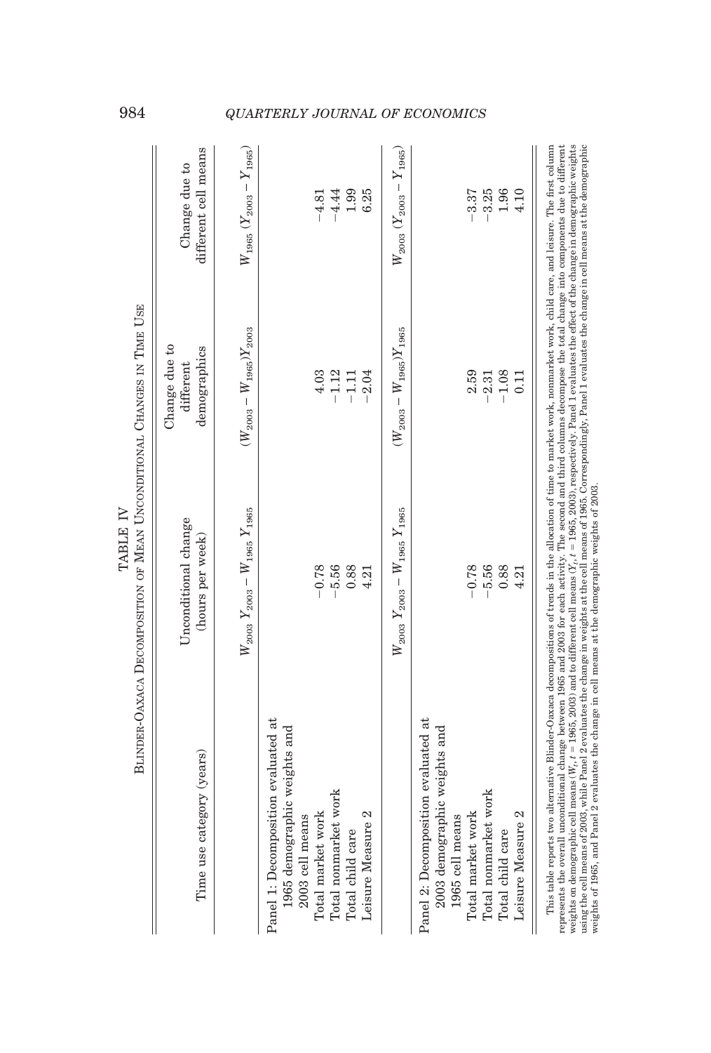TABLE IV

BLINDER-OAXACA DECOMPOSITION OF MEAN UNCONDITIONAL CHANGES IN TIME USE

| Time use category (years) | Unconditional change (hours per week) | Change due to different demographics | Change due to different cell means |
|---|---|---|---|
| | $W_{2003}\,Y_{2003} - W_{1965}\,Y_{1965}$ | $(W_{2003} - W_{1965})Y_{2003}$ | $W_{1965}\,(Y_{2003} - Y_{1965})$ |
| Panel 1: Decomposition evaluated at 1965 demographic weights and 2003 cell means | | | |
| Total market work | −0.78 | 4.03 | −4.81 |
| Total nonmarket work | −5.56 | −1.12 | −4.44 |
| Total child care | 0.88 | −1.11 | 1.99 |
| Leisure Measure 2 | 4.21 | −2.04 | 6.25 |
| | $W_{2003}\,Y_{2003} - W_{1965}\,Y_{1965}$ | $(W_{2003} - W_{1965})Y_{1965}$ | $W_{2003}\,(Y_{2003} - Y_{1965})$ |
| Panel 2: Decomposition evaluated at 2003 demographic weights and 1965 cell means | | | |
| Total market work | −0.78 | 2.59 | −3.37 |
| Total nonmarket work | −5.56 | −2.31 | −3.25 |
| Total child care | 0.88 | −1.08 | 1.96 |
| Leisure Measure 2 | 4.21 | 0.11 | 4.10 |

This table reports two alternative Blinder-Oaxaca decompositions of trends in the allocation of time to market work, nonmarket work, child care, and leisure. The first column represents the overall unconditional change between 1965 and 2003 for each activity. The second and third columns decompose the total change into components due to different weights on demographic cell means ($W_t$, $t$ = 1965, 2003) and to different cell means ($Y_t$, $t$ = 1965, 2003), respectively. Panel 1 evaluates the effect of the change in demographic weights using the cell means of 2003, while Panel 2 evaluates the change in weights at the cell means of 1965. Correspondingly, Panel 1 evaluates the change in cell means at the demographic weights of 1965, and Panel 2 evaluates the change in cell means at the demographic weights of 2003.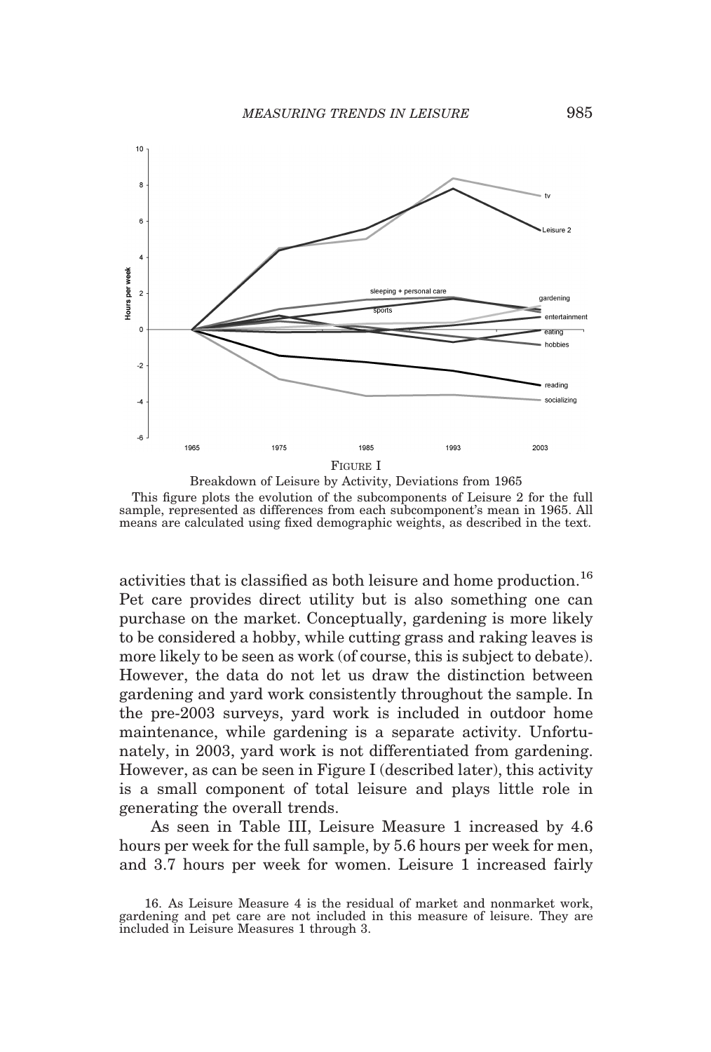FIGURE I

Breakdown of Leisure by Activity, Deviations from 1965

This figure plots the evolution of the subcomponents of Leisure 2 for the full sample, represented as differences from each subcomponent's mean in 1965. All means are calculated using fixed demographic weights, as described in the text.

activities that is classified as both leisure and home production.[16] Pet care provides direct utility but is also something one can purchase on the market. Conceptually, gardening is more likely to be considered a hobby, while cutting grass and raking leaves is more likely to be seen as work (of course, this is subject to debate). However, the data do not let us draw the distinction between gardening and yard work consistently throughout the sample. In the pre-2003 surveys, yard work is included in outdoor home maintenance, while gardening is a separate activity. Unfortunately, in 2003, yard work is not differentiated from gardening. However, as can be seen in Figure I (described later), this activity is a small component of total leisure and plays little role in generating the overall trends.

As seen in Table III, Leisure Measure 1 increased by 4.6 hours per week for the full sample, by 5.6 hours per week for men, and 3.7 hours per week for women. Leisure 1 increased fairly

16. As Leisure Measure 4 is the residual of market and nonmarket work, gardening and pet care are not included in this measure of leisure. They are included in Leisure Measures 1 through 3.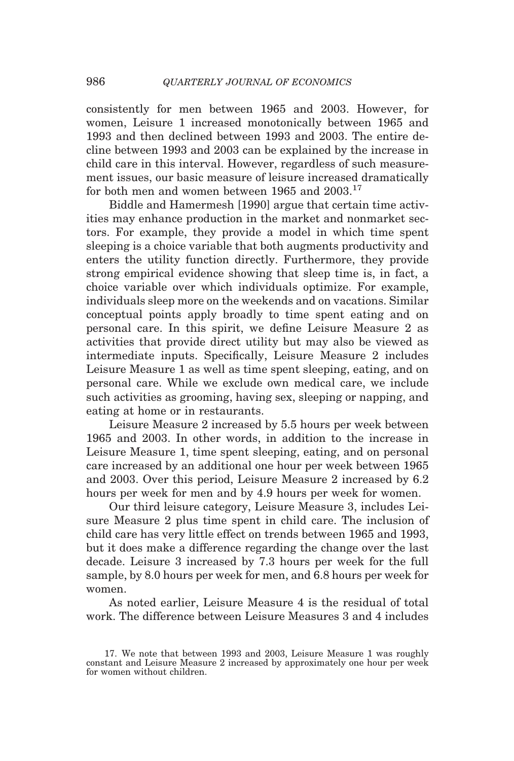consistently for men between 1965 and 2003. However, for women, Leisure 1 increased monotonically between 1965 and 1993 and then declined between 1993 and 2003. The entire decline between 1993 and 2003 can be explained by the increase in child care in this interval. However, regardless of such measurement issues, our basic measure of leisure increased dramatically for both men and women between 1965 and 2003.[17]

Biddle and Hamermesh [1990] argue that certain time activities may enhance production in the market and nonmarket sectors. For example, they provide a model in which time spent sleeping is a choice variable that both augments productivity and enters the utility function directly. Furthermore, they provide strong empirical evidence showing that sleep time is, in fact, a choice variable over which individuals optimize. For example, individuals sleep more on the weekends and on vacations. Similar conceptual points apply broadly to time spent eating and on personal care. In this spirit, we define Leisure Measure 2 as activities that provide direct utility but may also be viewed as intermediate inputs. Specifically, Leisure Measure 2 includes Leisure Measure 1 as well as time spent sleeping, eating, and on personal care. While we exclude own medical care, we include such activities as grooming, having sex, sleeping or napping, and eating at home or in restaurants.

Leisure Measure 2 increased by 5.5 hours per week between 1965 and 2003. In other words, in addition to the increase in Leisure Measure 1, time spent sleeping, eating, and on personal care increased by an additional one hour per week between 1965 and 2003. Over this period, Leisure Measure 2 increased by 6.2 hours per week for men and by 4.9 hours per week for women.

Our third leisure category, Leisure Measure 3, includes Leisure Measure 2 plus time spent in child care. The inclusion of child care has very little effect on trends between 1965 and 1993, but it does make a difference regarding the change over the last decade. Leisure 3 increased by 7.3 hours per week for the full sample, by 8.0 hours per week for men, and 6.8 hours per week for women.

As noted earlier, Leisure Measure 4 is the residual of total work. The difference between Leisure Measures 3 and 4 includes

17. We note that between 1993 and 2003, Leisure Measure 1 was roughly constant and Leisure Measure 2 increased by approximately one hour per week for women without children.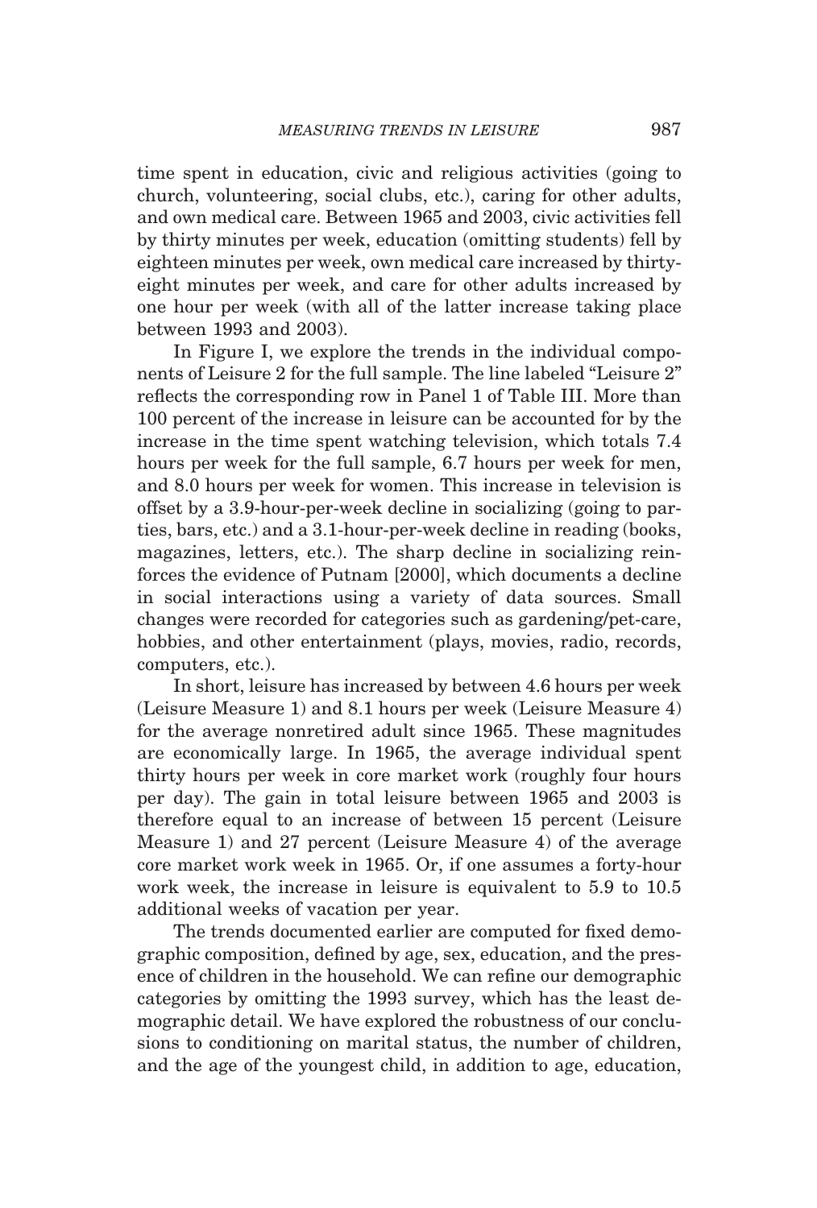time spent in education, civic and religious activities (going to church, volunteering, social clubs, etc.), caring for other adults, and own medical care. Between 1965 and 2003, civic activities fell by thirty minutes per week, education (omitting students) fell by eighteen minutes per week, own medical care increased by thirty-eight minutes per week, and care for other adults increased by one hour per week (with all of the latter increase taking place between 1993 and 2003).

In Figure I, we explore the trends in the individual components of Leisure 2 for the full sample. The line labeled "Leisure 2" reflects the corresponding row in Panel 1 of Table III. More than 100 percent of the increase in leisure can be accounted for by the increase in the time spent watching television, which totals 7.4 hours per week for the full sample, 6.7 hours per week for men, and 8.0 hours per week for women. This increase in television is offset by a 3.9-hour-per-week decline in socializing (going to parties, bars, etc.) and a 3.1-hour-per-week decline in reading (books, magazines, letters, etc.). The sharp decline in socializing reinforces the evidence of Putnam [2000], which documents a decline in social interactions using a variety of data sources. Small changes were recorded for categories such as gardening/pet-care, hobbies, and other entertainment (plays, movies, radio, records, computers, etc.).

In short, leisure has increased by between 4.6 hours per week (Leisure Measure 1) and 8.1 hours per week (Leisure Measure 4) for the average nonretired adult since 1965. These magnitudes are economically large. In 1965, the average individual spent thirty hours per week in core market work (roughly four hours per day). The gain in total leisure between 1965 and 2003 is therefore equal to an increase of between 15 percent (Leisure Measure 1) and 27 percent (Leisure Measure 4) of the average core market work week in 1965. Or, if one assumes a forty-hour work week, the increase in leisure is equivalent to 5.9 to 10.5 additional weeks of vacation per year.

The trends documented earlier are computed for fixed demographic composition, defined by age, sex, education, and the presence of children in the household. We can refine our demographic categories by omitting the 1993 survey, which has the least demographic detail. We have explored the robustness of our conclusions to conditioning on marital status, the number of children, and the age of the youngest child, in addition to age, education,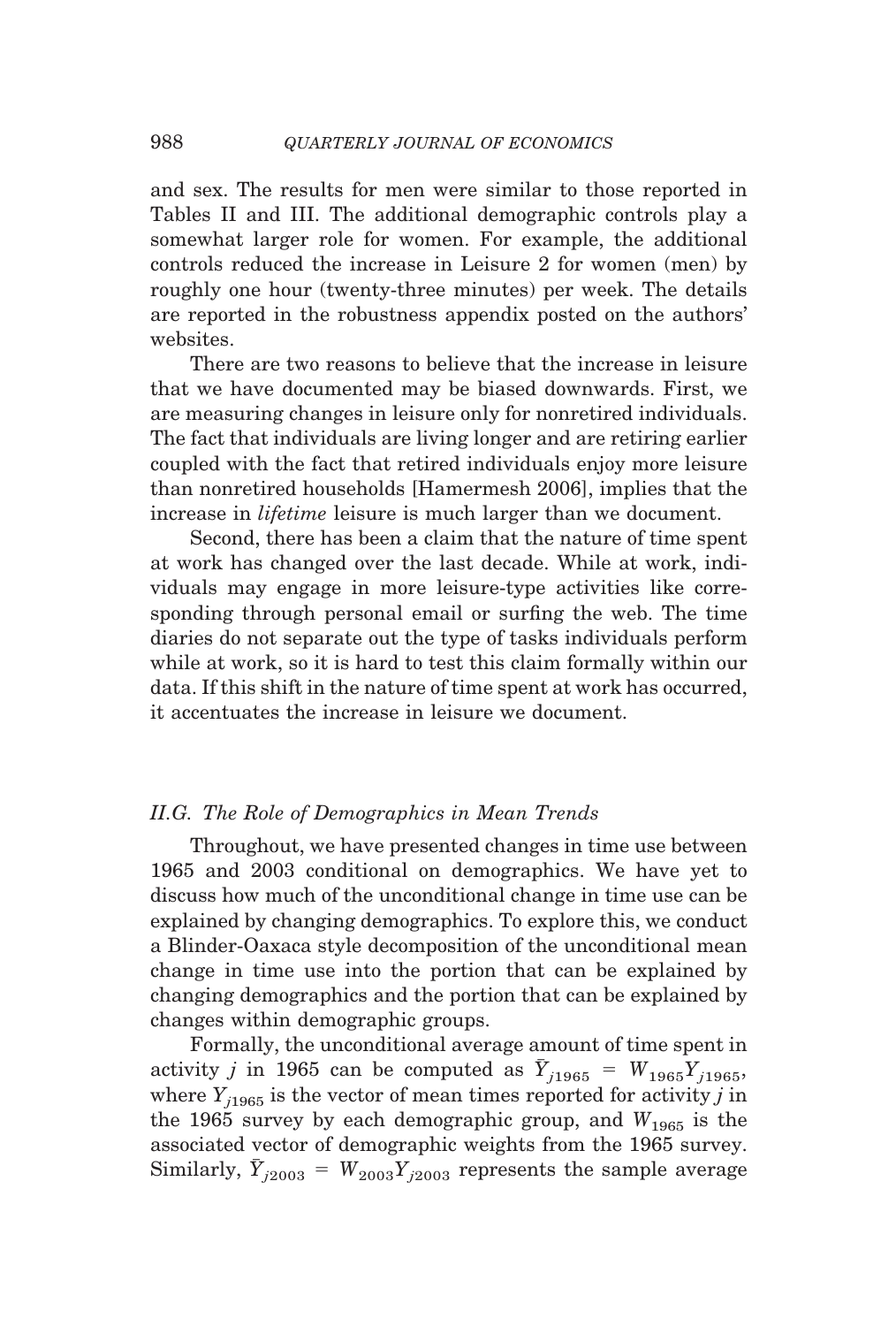and sex. The results for men were similar to those reported in Tables II and III. The additional demographic controls play a somewhat larger role for women. For example, the additional controls reduced the increase in Leisure 2 for women (men) by roughly one hour (twenty-three minutes) per week. The details are reported in the robustness appendix posted on the authors' websites.

There are two reasons to believe that the increase in leisure that we have documented may be biased downwards. First, we are measuring changes in leisure only for nonretired individuals. The fact that individuals are living longer and are retiring earlier coupled with the fact that retired individuals enjoy more leisure than nonretired households [Hamermesh 2006], implies that the increase in *lifetime* leisure is much larger than we document.

Second, there has been a claim that the nature of time spent at work has changed over the last decade. While at work, individuals may engage in more leisure-type activities like corresponding through personal email or surfing the web. The time diaries do not separate out the type of tasks individuals perform while at work, so it is hard to test this claim formally within our data. If this shift in the nature of time spent at work has occurred, it accentuates the increase in leisure we document.

### *II.G. The Role of Demographics in Mean Trends*

Throughout, we have presented changes in time use between 1965 and 2003 conditional on demographics. We have yet to discuss how much of the unconditional change in time use can be explained by changing demographics. To explore this, we conduct a Blinder-Oaxaca style decomposition of the unconditional mean change in time use into the portion that can be explained by changing demographics and the portion that can be explained by changes within demographic groups.

Formally, the unconditional average amount of time spent in activity $j$ in 1965 can be computed as $\bar{Y}_{j1965} = W_{1965}Y_{j1965}$, where $Y_{j1965}$ is the vector of mean times reported for activity $j$ in the 1965 survey by each demographic group, and $W_{1965}$ is the associated vector of demographic weights from the 1965 survey. Similarly, $\bar{Y}_{j2003} = W_{2003}Y_{j2003}$ represents the sample average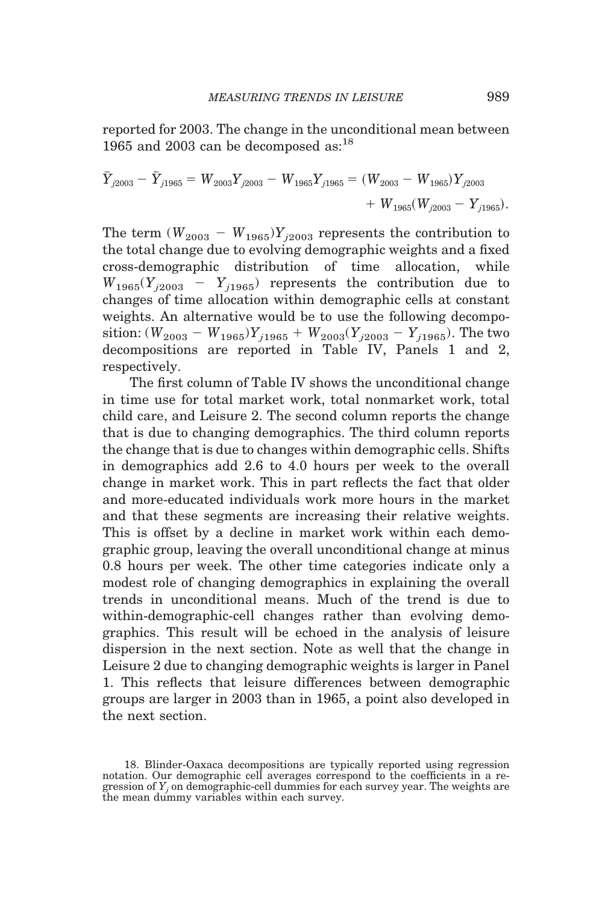reported for 2003. The change in the unconditional mean between 1965 and 2003 can be decomposed as:[18]

$$\bar{Y}_{j2003} - \bar{Y}_{j1965} = W_{2003}Y_{j2003} - W_{1965}Y_{j1965} = (W_{2003} - W_{1965})Y_{j2003} + W_{1965}(W_{j2003} - Y_{j1965}).$$

The term $(W_{2003} - W_{1965})Y_{j2003}$ represents the contribution to the total change due to evolving demographic weights and a fixed cross-demographic distribution of time allocation, while $W_{1965}(Y_{j2003} - Y_{j1965})$ represents the contribution due to changes of time allocation within demographic cells at constant weights. An alternative would be to use the following decomposition: $(W_{2003} - W_{1965})Y_{j1965} + W_{2003}(Y_{j2003} - Y_{j1965})$. The two decompositions are reported in Table IV, Panels 1 and 2, respectively.

The first column of Table IV shows the unconditional change in time use for total market work, total nonmarket work, total child care, and Leisure 2. The second column reports the change that is due to changing demographics. The third column reports the change that is due to changes within demographic cells. Shifts in demographics add 2.6 to 4.0 hours per week to the overall change in market work. This in part reflects the fact that older and more-educated individuals work more hours in the market and that these segments are increasing their relative weights. This is offset by a decline in market work within each demographic group, leaving the overall unconditional change at minus 0.8 hours per week. The other time categories indicate only a modest role of changing demographics in explaining the overall trends in unconditional means. Much of the trend is due to within-demographic-cell changes rather than evolving demographics. This result will be echoed in the analysis of leisure dispersion in the next section. Note as well that the change in Leisure 2 due to changing demographic weights is larger in Panel 1. This reflects that leisure differences between demographic groups are larger in 2003 than in 1965, a point also developed in the next section.

18. Blinder-Oaxaca decompositions are typically reported using regression notation. Our demographic cell averages correspond to the coefficients in a regression of $Y_j$ on demographic-cell dummies for each survey year. The weights are the mean dummy variables within each survey.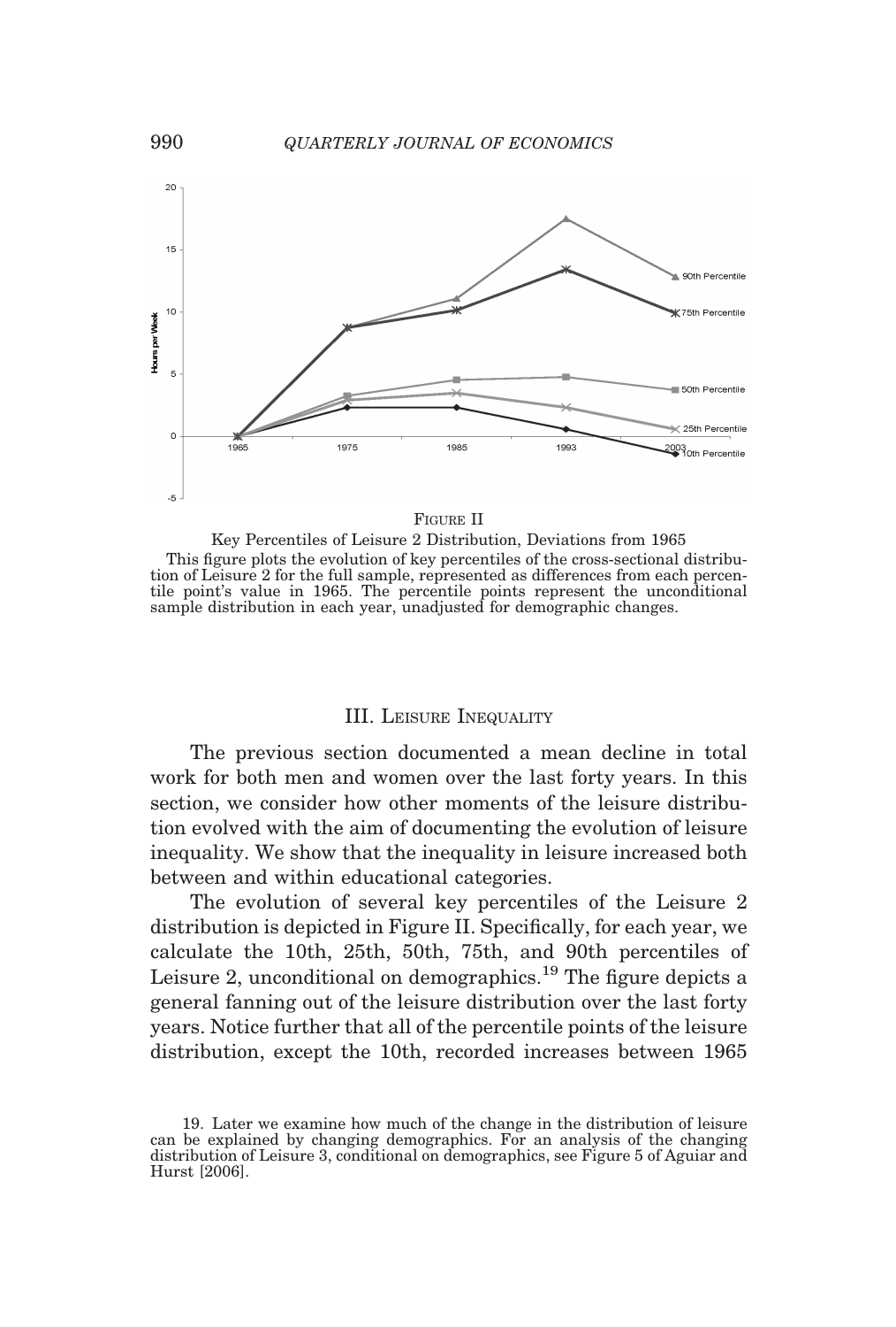FIGURE II

Key Percentiles of Leisure 2 Distribution, Deviations from 1965

This figure plots the evolution of key percentiles of the cross-sectional distribution of Leisure 2 for the full sample, represented as differences from each percentile point's value in 1965. The percentile points represent the unconditional sample distribution in each year, unadjusted for demographic changes.

## III. LEISURE INEQUALITY

The previous section documented a mean decline in total work for both men and women over the last forty years. In this section, we consider how other moments of the leisure distribution evolved with the aim of documenting the evolution of leisure inequality. We show that the inequality in leisure increased both between and within educational categories.

The evolution of several key percentiles of the Leisure 2 distribution is depicted in Figure II. Specifically, for each year, we calculate the 10th, 25th, 50th, 75th, and 90th percentiles of Leisure 2, unconditional on demographics.[19] The figure depicts a general fanning out of the leisure distribution over the last forty years. Notice further that all of the percentile points of the leisure distribution, except the 10th, recorded increases between 1965

19. Later we examine how much of the change in the distribution of leisure can be explained by changing demographics. For an analysis of the changing distribution of Leisure 3, conditional on demographics, see Figure 5 of Aguiar and Hurst [2006].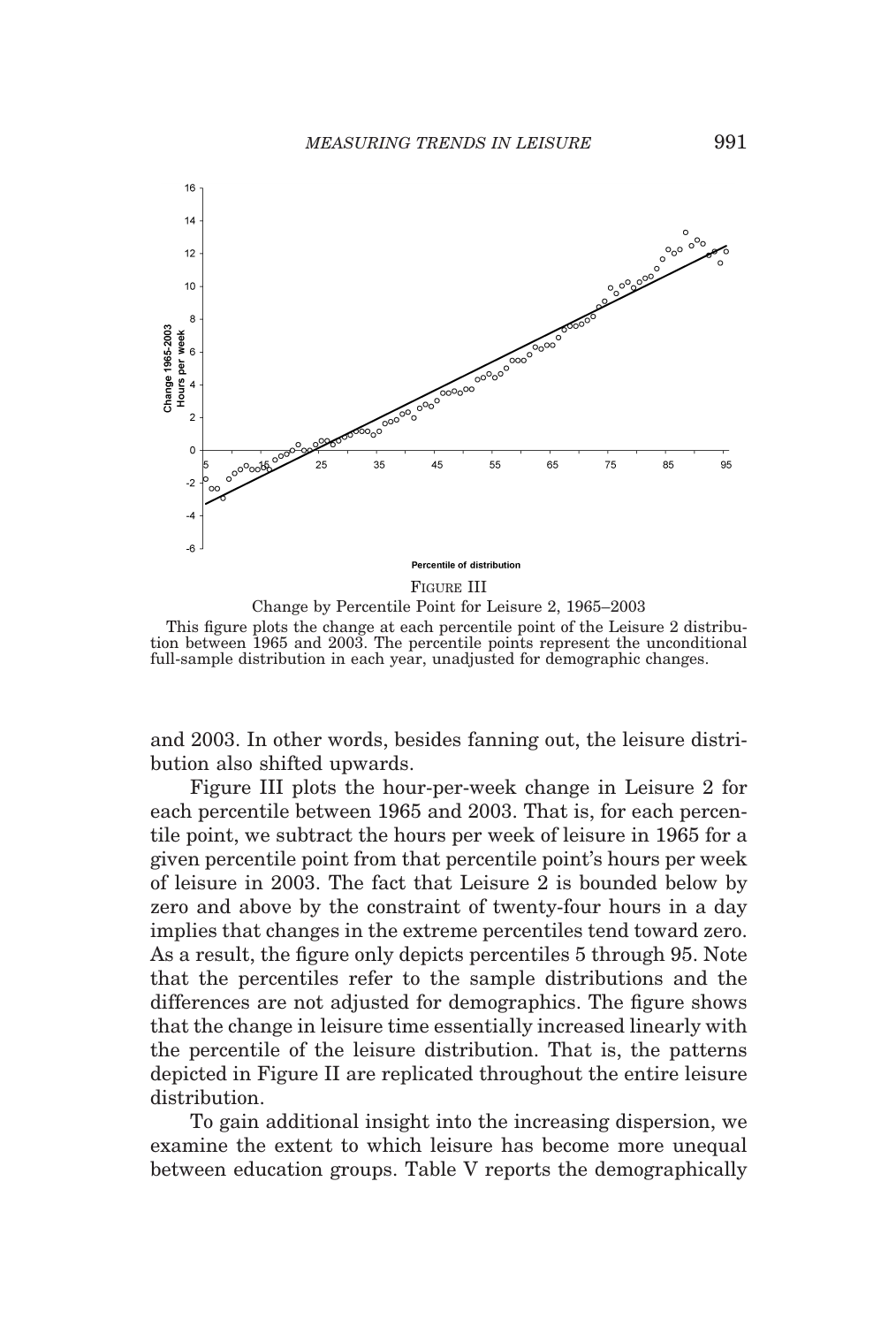FIGURE III

Change by Percentile Point for Leisure 2, 1965–2003

This figure plots the change at each percentile point of the Leisure 2 distribution between 1965 and 2003. The percentile points represent the unconditional full-sample distribution in each year, unadjusted for demographic changes.

and 2003. In other words, besides fanning out, the leisure distribution also shifted upwards.

Figure III plots the hour-per-week change in Leisure 2 for each percentile between 1965 and 2003. That is, for each percentile point, we subtract the hours per week of leisure in 1965 for a given percentile point from that percentile point's hours per week of leisure in 2003. The fact that Leisure 2 is bounded below by zero and above by the constraint of twenty-four hours in a day implies that changes in the extreme percentiles tend toward zero. As a result, the figure only depicts percentiles 5 through 95. Note that the percentiles refer to the sample distributions and the differences are not adjusted for demographics. The figure shows that the change in leisure time essentially increased linearly with the percentile of the leisure distribution. That is, the patterns depicted in Figure II are replicated throughout the entire leisure distribution.

To gain additional insight into the increasing dispersion, we examine the extent to which leisure has become more unequal between education groups. Table V reports the demographically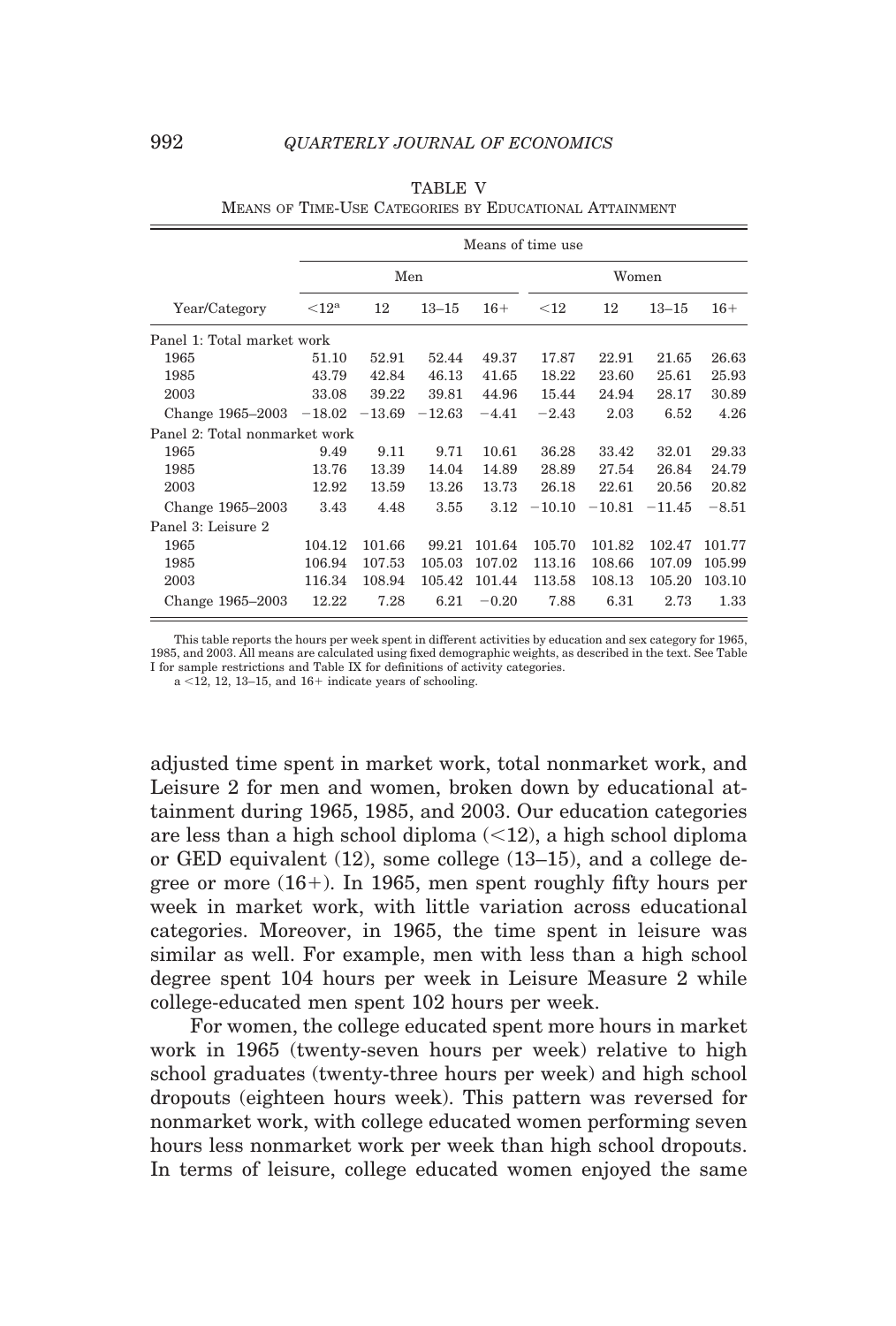TABLE V

MEANS OF TIME-USE CATEGORIES BY EDUCATIONAL ATTAINMENT

| | Means of time use | | | | | | | |
|---|---|---|---|---|---|---|---|---|
| | Men | | | | Women | | | |
| Year/Category | <12[a] | 12 | 13–15 | 16+ | <12 | 12 | 13–15 | 16+ |
| Panel 1: Total market work | | | | | | | | |
| 1965 | 51.10 | 52.91 | 52.44 | 49.37 | 17.87 | 22.91 | 21.65 | 26.63 |
| 1985 | 43.79 | 42.84 | 46.13 | 41.65 | 18.22 | 23.60 | 25.61 | 25.93 |
| 2003 | 33.08 | 39.22 | 39.81 | 44.96 | 15.44 | 24.94 | 28.17 | 30.89 |
| Change 1965–2003 | −18.02 | −13.69 | −12.63 | −4.41 | −2.43 | 2.03 | 6.52 | 4.26 |
| Panel 2: Total nonmarket work | | | | | | | | |
| 1965 | 9.49 | 9.11 | 9.71 | 10.61 | 36.28 | 33.42 | 32.01 | 29.33 |
| 1985 | 13.76 | 13.39 | 14.04 | 14.89 | 28.89 | 27.54 | 26.84 | 24.79 |
| 2003 | 12.92 | 13.59 | 13.26 | 13.73 | 26.18 | 22.61 | 20.56 | 20.82 |
| Change 1965–2003 | 3.43 | 4.48 | 3.55 | 3.12 | −10.10 | −10.81 | −11.45 | −8.51 |
| Panel 3: Leisure 2 | | | | | | | | |
| 1965 | 104.12 | 101.66 | 99.21 | 101.64 | 105.70 | 101.82 | 102.47 | 101.77 |
| 1985 | 106.94 | 107.53 | 105.03 | 107.02 | 113.16 | 108.66 | 107.09 | 105.99 |
| 2003 | 116.34 | 108.94 | 105.42 | 101.44 | 113.58 | 108.13 | 105.20 | 103.10 |
| Change 1965–2003 | 12.22 | 7.28 | 6.21 | −0.20 | 7.88 | 6.31 | 2.73 | 1.33 |

This table reports the hours per week spent in different activities by education and sex category for 1965, 1985, and 2003. All means are calculated using fixed demographic weights, as described in the text. See Table I for sample restrictions and Table IX for definitions of activity categories.

a <12, 12, 13–15, and 16+ indicate years of schooling.

adjusted time spent in market work, total nonmarket work, and Leisure 2 for men and women, broken down by educational attainment during 1965, 1985, and 2003. Our education categories are less than a high school diploma (<12), a high school diploma or GED equivalent (12), some college (13–15), and a college degree or more (16+). In 1965, men spent roughly fifty hours per week in market work, with little variation across educational categories. Moreover, in 1965, the time spent in leisure was similar as well. For example, men with less than a high school degree spent 104 hours per week in Leisure Measure 2 while college-educated men spent 102 hours per week.

For women, the college educated spent more hours in market work in 1965 (twenty-seven hours per week) relative to high school graduates (twenty-three hours per week) and high school dropouts (eighteen hours week). This pattern was reversed for nonmarket work, with college educated women performing seven hours less nonmarket work per week than high school dropouts. In terms of leisure, college educated women enjoyed the same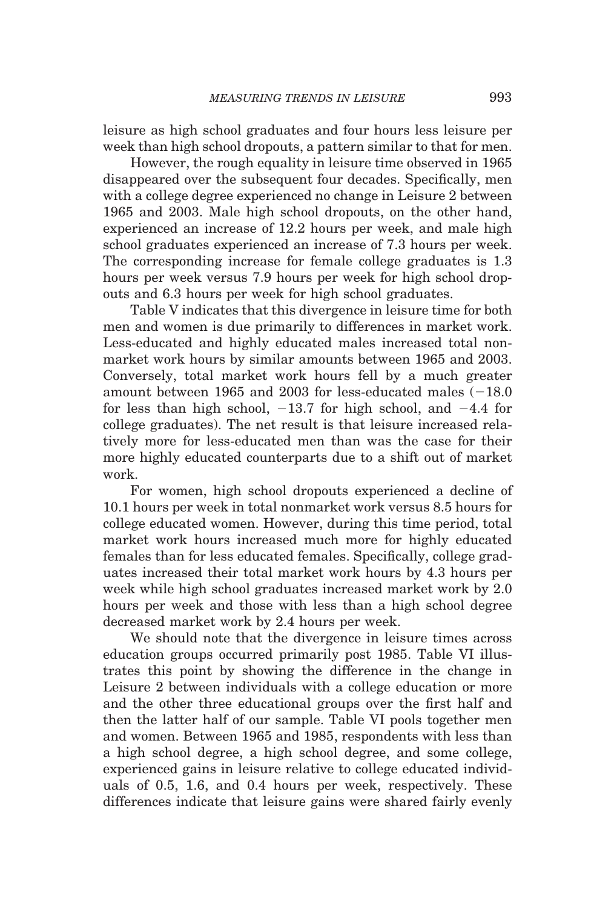leisure as high school graduates and four hours less leisure per week than high school dropouts, a pattern similar to that for men.

However, the rough equality in leisure time observed in 1965 disappeared over the subsequent four decades. Specifically, men with a college degree experienced no change in Leisure 2 between 1965 and 2003. Male high school dropouts, on the other hand, experienced an increase of 12.2 hours per week, and male high school graduates experienced an increase of 7.3 hours per week. The corresponding increase for female college graduates is 1.3 hours per week versus 7.9 hours per week for high school dropouts and 6.3 hours per week for high school graduates.

Table V indicates that this divergence in leisure time for both men and women is due primarily to differences in market work. Less-educated and highly educated males increased total nonmarket work hours by similar amounts between 1965 and 2003. Conversely, total market work hours fell by a much greater amount between 1965 and 2003 for less-educated males (−18.0 for less than high school, −13.7 for high school, and −4.4 for college graduates). The net result is that leisure increased relatively more for less-educated men than was the case for their more highly educated counterparts due to a shift out of market work.

For women, high school dropouts experienced a decline of 10.1 hours per week in total nonmarket work versus 8.5 hours for college educated women. However, during this time period, total market work hours increased much more for highly educated females than for less educated females. Specifically, college graduates increased their total market work hours by 4.3 hours per week while high school graduates increased market work by 2.0 hours per week and those with less than a high school degree decreased market work by 2.4 hours per week.

We should note that the divergence in leisure times across education groups occurred primarily post 1985. Table VI illustrates this point by showing the difference in the change in Leisure 2 between individuals with a college education or more and the other three educational groups over the first half and then the latter half of our sample. Table VI pools together men and women. Between 1965 and 1985, respondents with less than a high school degree, a high school degree, and some college, experienced gains in leisure relative to college educated individuals of 0.5, 1.6, and 0.4 hours per week, respectively. These differences indicate that leisure gains were shared fairly evenly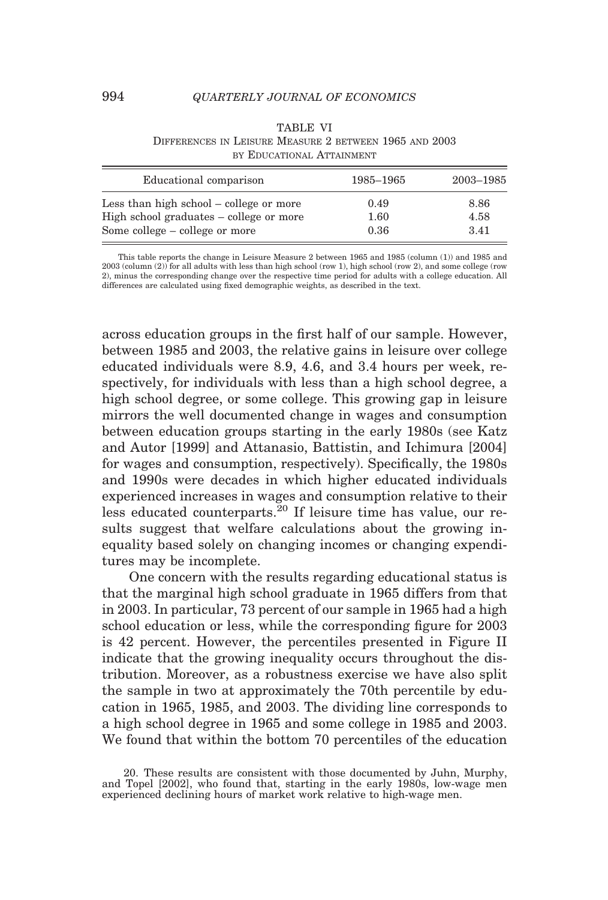TABLE VI
DIFFERENCES IN LEISURE MEASURE 2 BETWEEN 1965 AND 2003 BY EDUCATIONAL ATTAINMENT

| Educational comparison | 1985–1965 | 2003–1985 |
|---|---|---|
| Less than high school – college or more | 0.49 | 8.86 |
| High school graduates – college or more | 1.60 | 4.58 |
| Some college – college or more | 0.36 | 3.41 |

This table reports the change in Leisure Measure 2 between 1965 and 1985 (column (1)) and 1985 and 2003 (column (2)) for all adults with less than high school (row 1), high school (row 2), and some college (row 2), minus the corresponding change over the respective time period for adults with a college education. All differences are calculated using fixed demographic weights, as described in the text.

across education groups in the first half of our sample. However, between 1985 and 2003, the relative gains in leisure over college educated individuals were 8.9, 4.6, and 3.4 hours per week, respectively, for individuals with less than a high school degree, a high school degree, or some college. This growing gap in leisure mirrors the well documented change in wages and consumption between education groups starting in the early 1980s (see Katz and Autor [1999] and Attanasio, Battistin, and Ichimura [2004] for wages and consumption, respectively). Specifically, the 1980s and 1990s were decades in which higher educated individuals experienced increases in wages and consumption relative to their less educated counterparts.[20] If leisure time has value, our results suggest that welfare calculations about the growing inequality based solely on changing incomes or changing expenditures may be incomplete.

One concern with the results regarding educational status is that the marginal high school graduate in 1965 differs from that in 2003. In particular, 73 percent of our sample in 1965 had a high school education or less, while the corresponding figure for 2003 is 42 percent. However, the percentiles presented in Figure II indicate that the growing inequality occurs throughout the distribution. Moreover, as a robustness exercise we have also split the sample in two at approximately the 70th percentile by education in 1965, 1985, and 2003. The dividing line corresponds to a high school degree in 1965 and some college in 1985 and 2003. We found that within the bottom 70 percentiles of the education

20. These results are consistent with those documented by Juhn, Murphy, and Topel [2002], who found that, starting in the early 1980s, low-wage men experienced declining hours of market work relative to high-wage men.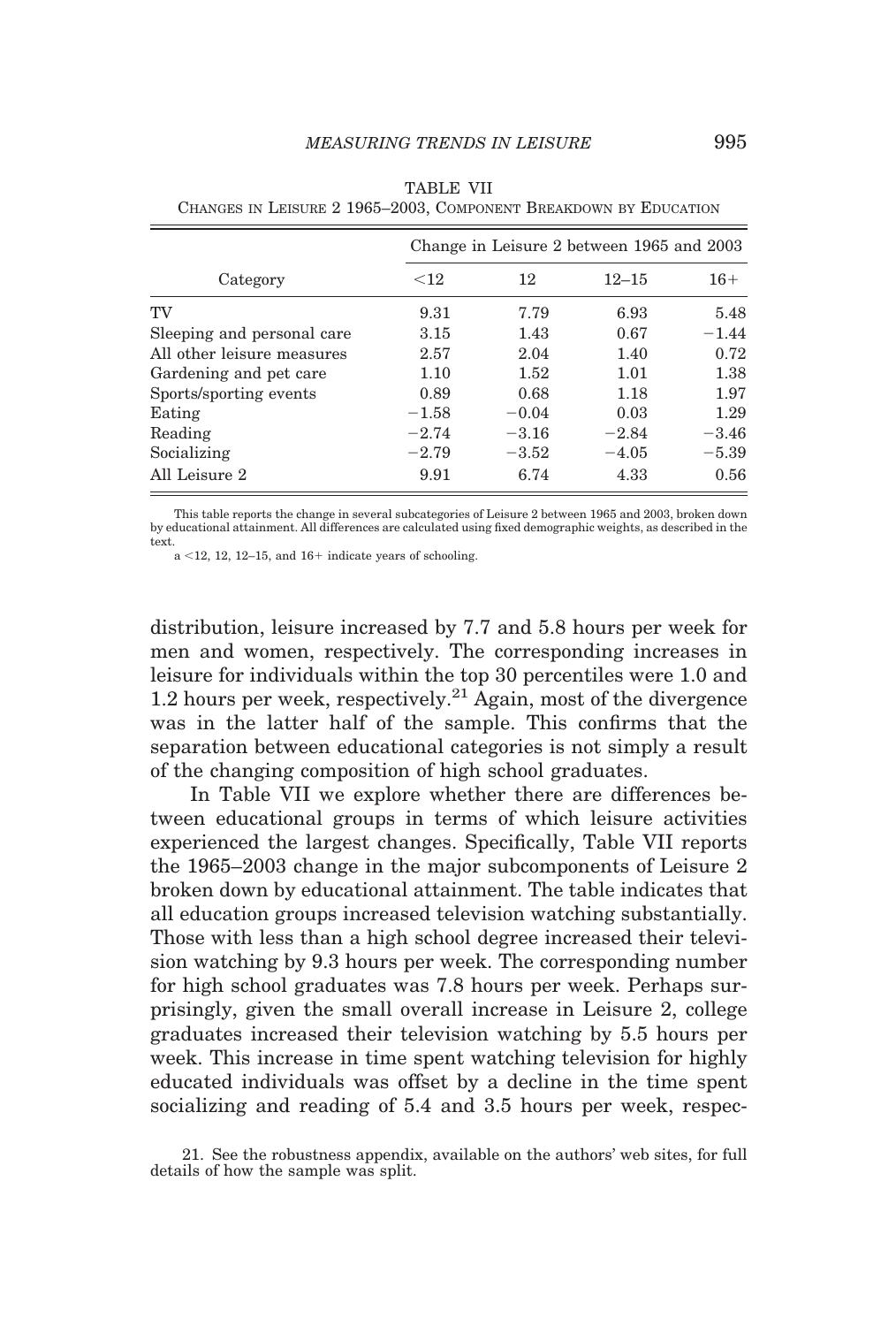TABLE VII
CHANGES IN LEISURE 2 1965–2003, COMPONENT BREAKDOWN BY EDUCATION

| Category | Change in Leisure 2 between 1965 and 2003 | | | |
|---|---|---|---|---|
| | <12 | 12 | 12–15 | 16+ |
| TV | 9.31 | 7.79 | 6.93 | 5.48 |
| Sleeping and personal care | 3.15 | 1.43 | 0.67 | −1.44 |
| All other leisure measures | 2.57 | 2.04 | 1.40 | 0.72 |
| Gardening and pet care | 1.10 | 1.52 | 1.01 | 1.38 |
| Sports/sporting events | 0.89 | 0.68 | 1.18 | 1.97 |
| Eating | −1.58 | −0.04 | 0.03 | 1.29 |
| Reading | −2.74 | −3.16 | −2.84 | −3.46 |
| Socializing | −2.79 | −3.52 | −4.05 | −5.39 |
| All Leisure 2 | 9.91 | 6.74 | 4.33 | 0.56 |

This table reports the change in several subcategories of Leisure 2 between 1965 and 2003, broken down by educational attainment. All differences are calculated using fixed demographic weights, as described in the text.

a <12, 12, 12–15, and 16+ indicate years of schooling.

distribution, leisure increased by 7.7 and 5.8 hours per week for men and women, respectively. The corresponding increases in leisure for individuals within the top 30 percentiles were 1.0 and 1.2 hours per week, respectively.[21] Again, most of the divergence was in the latter half of the sample. This confirms that the separation between educational categories is not simply a result of the changing composition of high school graduates.

In Table VII we explore whether there are differences between educational groups in terms of which leisure activities experienced the largest changes. Specifically, Table VII reports the 1965–2003 change in the major subcomponents of Leisure 2 broken down by educational attainment. The table indicates that all education groups increased television watching substantially. Those with less than a high school degree increased their television watching by 9.3 hours per week. The corresponding number for high school graduates was 7.8 hours per week. Perhaps surprisingly, given the small overall increase in Leisure 2, college graduates increased their television watching by 5.5 hours per week. This increase in time spent watching television for highly educated individuals was offset by a decline in the time spent socializing and reading of 5.4 and 3.5 hours per week, respec-

21. See the robustness appendix, available on the authors' web sites, for full details of how the sample was split.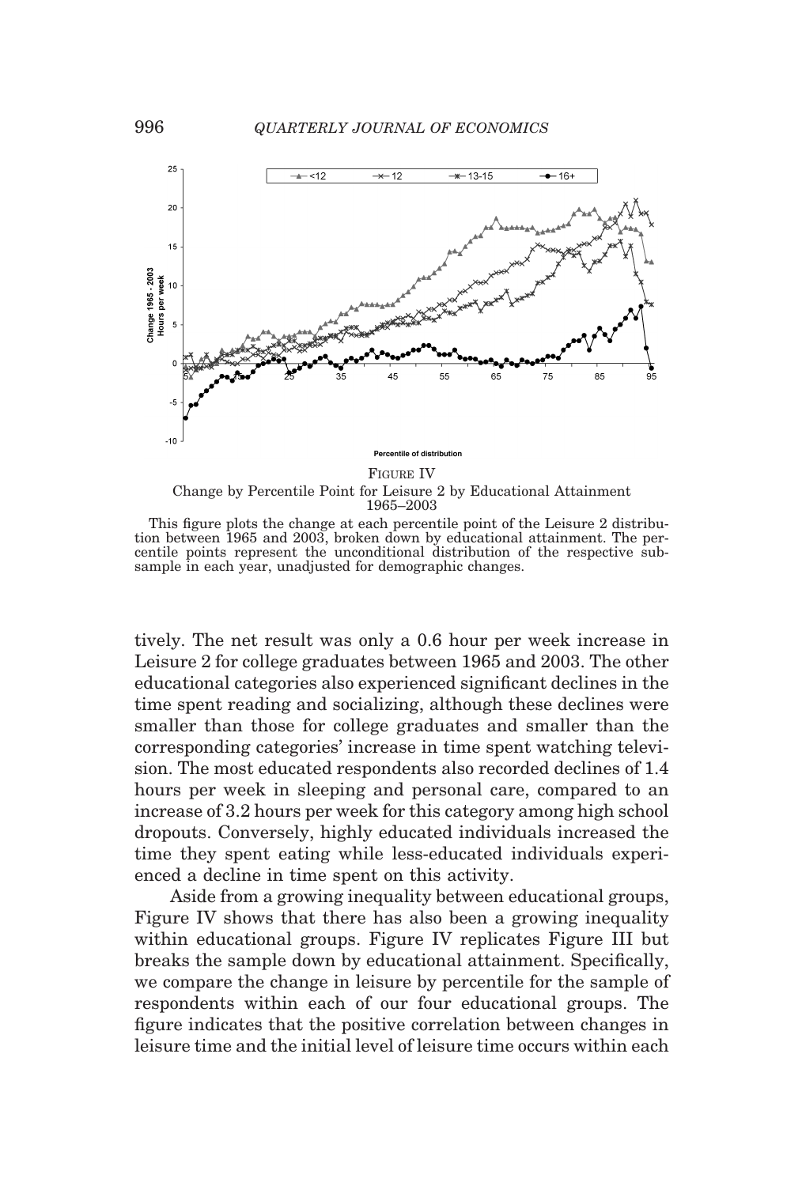FIGURE IV

Change by Percentile Point for Leisure 2 by Educational Attainment 1965–2003

This figure plots the change at each percentile point of the Leisure 2 distribution between 1965 and 2003, broken down by educational attainment. The percentile points represent the unconditional distribution of the respective subsample in each year, unadjusted for demographic changes.

tively. The net result was only a 0.6 hour per week increase in Leisure 2 for college graduates between 1965 and 2003. The other educational categories also experienced significant declines in the time spent reading and socializing, although these declines were smaller than those for college graduates and smaller than the corresponding categories' increase in time spent watching television. The most educated respondents also recorded declines of 1.4 hours per week in sleeping and personal care, compared to an increase of 3.2 hours per week for this category among high school dropouts. Conversely, highly educated individuals increased the time they spent eating while less-educated individuals experienced a decline in time spent on this activity.

Aside from a growing inequality between educational groups, Figure IV shows that there has also been a growing inequality within educational groups. Figure IV replicates Figure III but breaks the sample down by educational attainment. Specifically, we compare the change in leisure by percentile for the sample of respondents within each of our four educational groups. The figure indicates that the positive correlation between changes in leisure time and the initial level of leisure time occurs within each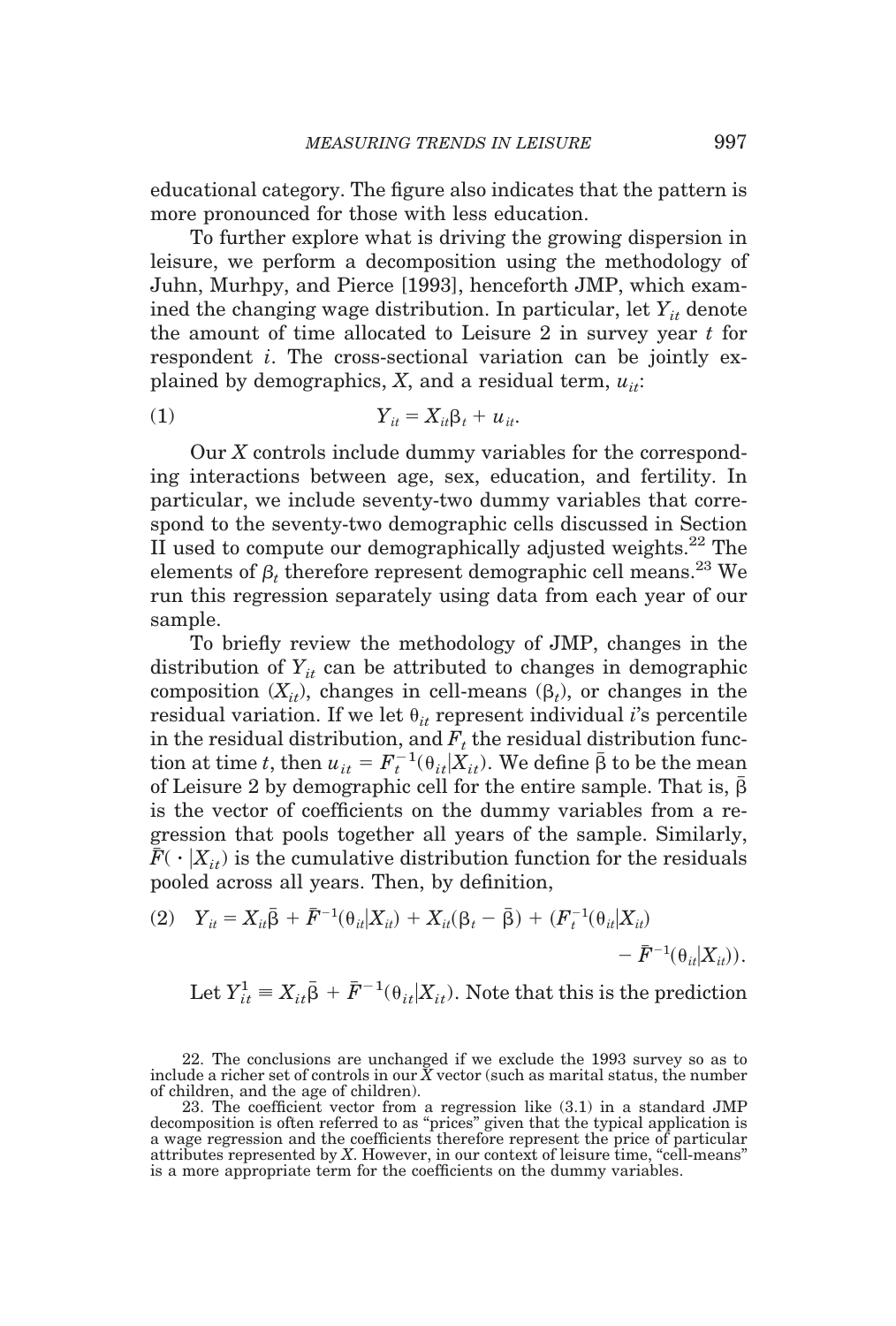educational category. The figure also indicates that the pattern is more pronounced for those with less education.

To further explore what is driving the growing dispersion in leisure, we perform a decomposition using the methodology of Juhn, Murhpy, and Pierce [1993], henceforth JMP, which examined the changing wage distribution. In particular, let $Y_{it}$ denote the amount of time allocated to Leisure 2 in survey year $t$ for respondent $i$. The cross-sectional variation can be jointly explained by demographics, $X$, and a residual term, $u_{it}$:

$$(1) \qquad Y_{it} = X_{it}\beta_t + u_{it}.$$

Our $X$ controls include dummy variables for the corresponding interactions between age, sex, education, and fertility. In particular, we include seventy-two dummy variables that correspond to the seventy-two demographic cells discussed in Section II used to compute our demographically adjusted weights.[22] The elements of $\beta_t$ therefore represent demographic cell means.[23] We run this regression separately using data from each year of our sample.

To briefly review the methodology of JMP, changes in the distribution of $Y_{it}$ can be attributed to changes in demographic composition ($X_{it}$), changes in cell-means ($\beta_t$), or changes in the residual variation. If we let $\theta_{it}$ represent individual $i$'s percentile in the residual distribution, and $F_t$ the residual distribution function at time $t$, then $u_{it} = F_t^{-1}(\theta_{it}|X_{it})$. We define $\bar{\beta}$ to be the mean of Leisure 2 by demographic cell for the entire sample. That is, $\bar{\beta}$ is the vector of coefficients on the dummy variables from a regression that pools together all years of the sample. Similarly, $\bar{F}(\cdot|X_{it})$ is the cumulative distribution function for the residuals pooled across all years. Then, by definition,

$$(2) \quad Y_{it} = X_{it}\bar{\beta} + \bar{F}^{-1}(\theta_{it}|X_{it}) + X_{it}(\beta_t - \bar{\beta}) + (F_t^{-1}(\theta_{it}|X_{it}) - \bar{F}^{-1}(\theta_{it}|X_{it})).$$

Let $Y_{it}^1 \equiv X_{it}\bar{\beta} + \bar{F}^{-1}(\theta_{it}|X_{it})$. Note that this is the prediction

22. The conclusions are unchanged if we exclude the 1993 survey so as to include a richer set of controls in our $X$ vector (such as marital status, the number of children, and the age of children).

23. The coefficient vector from a regression like (3.1) in a standard JMP decomposition is often referred to as "prices" given that the typical application is a wage regression and the coefficients therefore represent the price of particular attributes represented by $X$. However, in our context of leisure time, "cell-means" is a more appropriate term for the coefficients on the dummy variables.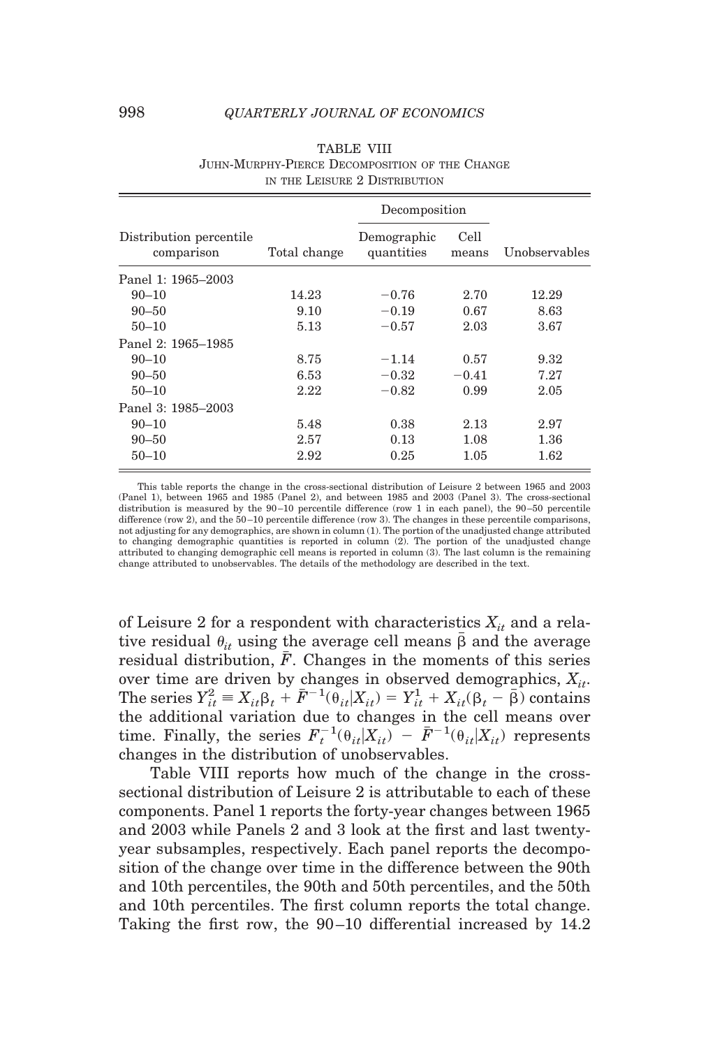TABLE VIII
JUHN-MURPHY-PIERCE DECOMPOSITION OF THE CHANGE IN THE LEISURE 2 DISTRIBUTION

| Distribution percentile comparison | Total change | Decomposition | | Unobservables |
|---|---|---|---|---|
| | | Demographic quantities | Cell means | |
| Panel 1: 1965–2003 | | | | |
| 90–10 | 14.23 | −0.76 | 2.70 | 12.29 |
| 90–50 | 9.10 | −0.19 | 0.67 | 8.63 |
| 50–10 | 5.13 | −0.57 | 2.03 | 3.67 |
| Panel 2: 1965–1985 | | | | |
| 90–10 | 8.75 | −1.14 | 0.57 | 9.32 |
| 90–50 | 6.53 | −0.32 | −0.41 | 7.27 |
| 50–10 | 2.22 | −0.82 | 0.99 | 2.05 |
| Panel 3: 1985–2003 | | | | |
| 90–10 | 5.48 | 0.38 | 2.13 | 2.97 |
| 90–50 | 2.57 | 0.13 | 1.08 | 1.36 |
| 50–10 | 2.92 | 0.25 | 1.05 | 1.62 |

This table reports the change in the cross-sectional distribution of Leisure 2 between 1965 and 2003 (Panel 1), between 1965 and 1985 (Panel 2), and between 1985 and 2003 (Panel 3). The cross-sectional distribution is measured by the 90–10 percentile difference (row 1 in each panel), the 90–50 percentile difference (row 2), and the 50–10 percentile difference (row 3). The changes in these percentile comparisons, not adjusting for any demographics, are shown in column (1). The portion of the unadjusted change attributed to changing demographic quantities is reported in column (2). The portion of the unadjusted change attributed to changing demographic cell means is reported in column (3). The last column is the remaining change attributed to unobservables. The details of the methodology are described in the text.

of Leisure 2 for a respondent with characteristics $X_{it}$ and a relative residual $\theta_{it}$ using the average cell means $\bar{\beta}$ and the average residual distribution, $\bar{F}$. Changes in the moments of this series over time are driven by changes in observed demographics, $X_{it}$. The series $Y_{it}^2 \equiv X_{it}\beta_t + \bar{F}^{-1}(\theta_{it}|X_{it}) = Y_{it}^1 + X_{it}(\beta_t - \bar{\beta})$ contains the additional variation due to changes in the cell means over time. Finally, the series $F_t^{-1}(\theta_{it}|X_{it}) - \bar{F}^{-1}(\theta_{it}|X_{it})$ represents changes in the distribution of unobservables.

Table VIII reports how much of the change in the cross-sectional distribution of Leisure 2 is attributable to each of these components. Panel 1 reports the forty-year changes between 1965 and 2003 while Panels 2 and 3 look at the first and last twenty-year subsamples, respectively. Each panel reports the decomposition of the change over time in the difference between the 90th and 10th percentiles, the 90th and 50th percentiles, and the 50th and 10th percentiles. The first column reports the total change. Taking the first row, the 90–10 differential increased by 14.2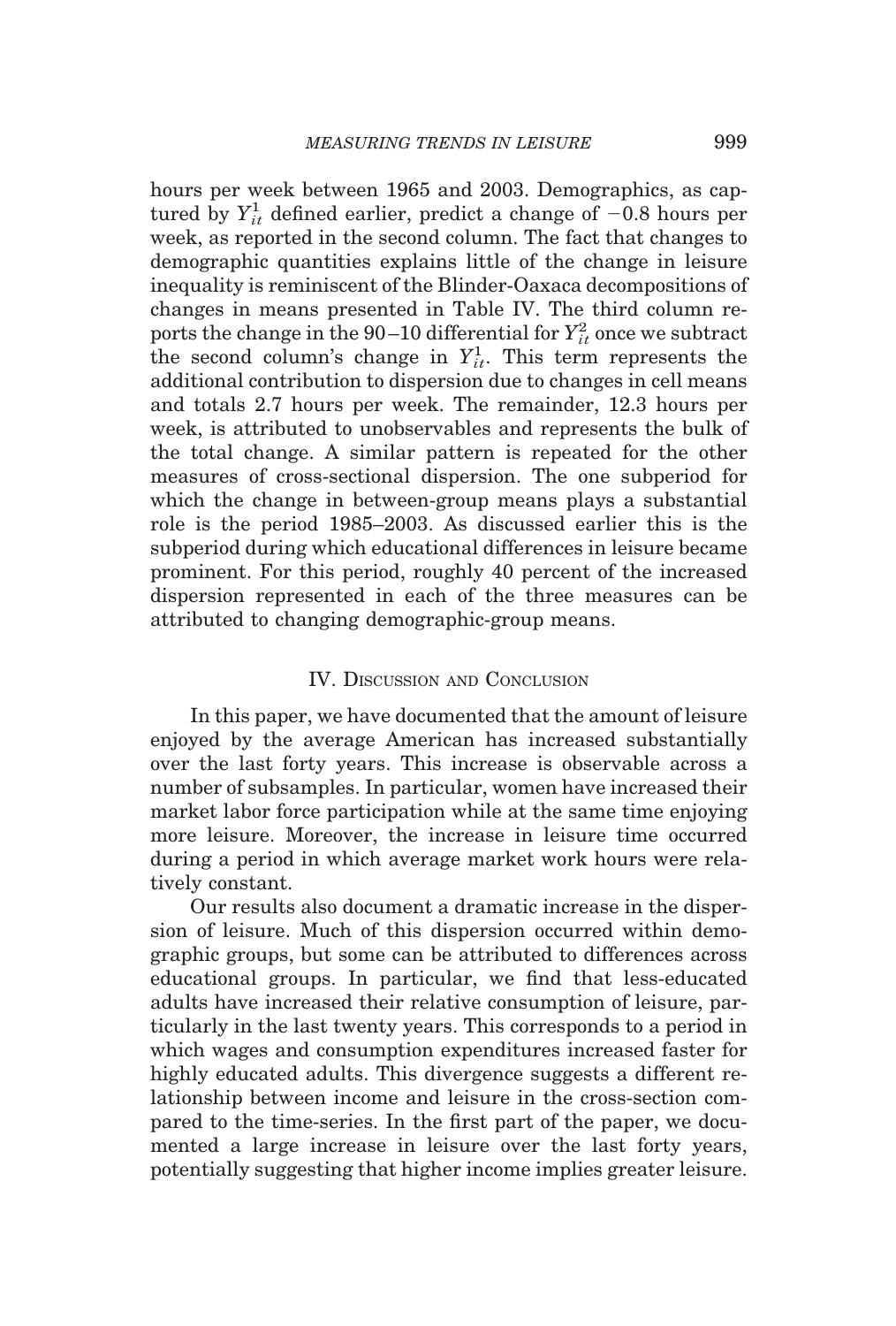hours per week between 1965 and 2003. Demographics, as captured by $Y_{it}^{1}$ defined earlier, predict a change of $-0.8$ hours per week, as reported in the second column. The fact that changes to demographic quantities explains little of the change in leisure inequality is reminiscent of the Blinder-Oaxaca decompositions of changes in means presented in Table IV. The third column reports the change in the 90–10 differential for $Y_{it}^{2}$ once we subtract the second column's change in $Y_{it}^{1}$. This term represents the additional contribution to dispersion due to changes in cell means and totals 2.7 hours per week. The remainder, 12.3 hours per week, is attributed to unobservables and represents the bulk of the total change. A similar pattern is repeated for the other measures of cross-sectional dispersion. The one subperiod for which the change in between-group means plays a substantial role is the period 1985–2003. As discussed earlier this is the subperiod during which educational differences in leisure became prominent. For this period, roughly 40 percent of the increased dispersion represented in each of the three measures can be attributed to changing demographic-group means.

## IV. Discussion and Conclusion

In this paper, we have documented that the amount of leisure enjoyed by the average American has increased substantially over the last forty years. This increase is observable across a number of subsamples. In particular, women have increased their market labor force participation while at the same time enjoying more leisure. Moreover, the increase in leisure time occurred during a period in which average market work hours were relatively constant.

Our results also document a dramatic increase in the dispersion of leisure. Much of this dispersion occurred within demographic groups, but some can be attributed to differences across educational groups. In particular, we find that less-educated adults have increased their relative consumption of leisure, particularly in the last twenty years. This corresponds to a period in which wages and consumption expenditures increased faster for highly educated adults. This divergence suggests a different relationship between income and leisure in the cross-section compared to the time-series. In the first part of the paper, we documented a large increase in leisure over the last forty years, potentially suggesting that higher income implies greater leisure.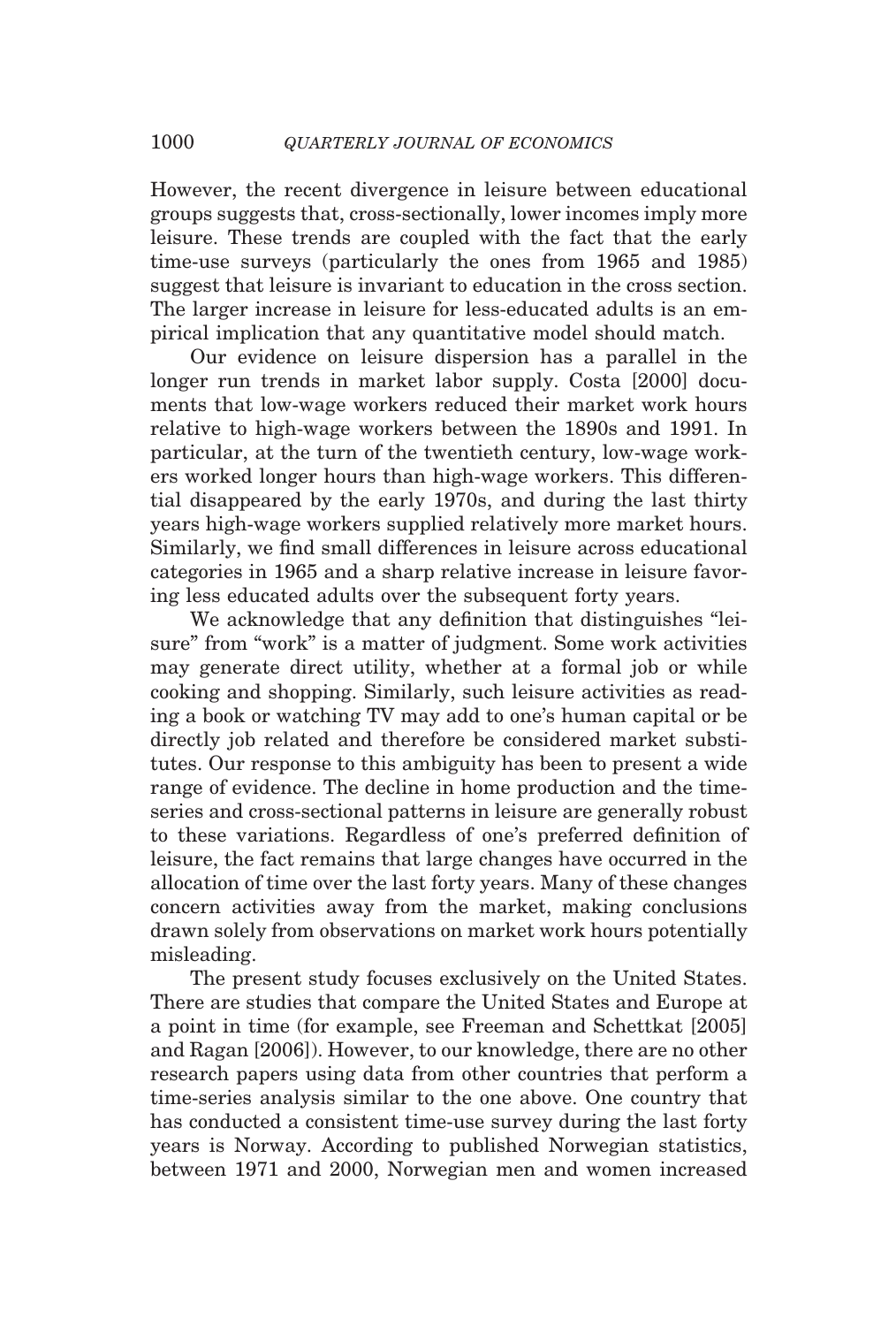However, the recent divergence in leisure between educational groups suggests that, cross-sectionally, lower incomes imply more leisure. These trends are coupled with the fact that the early time-use surveys (particularly the ones from 1965 and 1985) suggest that leisure is invariant to education in the cross section. The larger increase in leisure for less-educated adults is an empirical implication that any quantitative model should match.

Our evidence on leisure dispersion has a parallel in the longer run trends in market labor supply. Costa [2000] documents that low-wage workers reduced their market work hours relative to high-wage workers between the 1890s and 1991. In particular, at the turn of the twentieth century, low-wage workers worked longer hours than high-wage workers. This differential disappeared by the early 1970s, and during the last thirty years high-wage workers supplied relatively more market hours. Similarly, we find small differences in leisure across educational categories in 1965 and a sharp relative increase in leisure favoring less educated adults over the subsequent forty years.

We acknowledge that any definition that distinguishes "leisure" from "work" is a matter of judgment. Some work activities may generate direct utility, whether at a formal job or while cooking and shopping. Similarly, such leisure activities as reading a book or watching TV may add to one's human capital or be directly job related and therefore be considered market substitutes. Our response to this ambiguity has been to present a wide range of evidence. The decline in home production and the time-series and cross-sectional patterns in leisure are generally robust to these variations. Regardless of one's preferred definition of leisure, the fact remains that large changes have occurred in the allocation of time over the last forty years. Many of these changes concern activities away from the market, making conclusions drawn solely from observations on market work hours potentially misleading.

The present study focuses exclusively on the United States. There are studies that compare the United States and Europe at a point in time (for example, see Freeman and Schettkat [2005] and Ragan [2006]). However, to our knowledge, there are no other research papers using data from other countries that perform a time-series analysis similar to the one above. One country that has conducted a consistent time-use survey during the last forty years is Norway. According to published Norwegian statistics, between 1971 and 2000, Norwegian men and women increased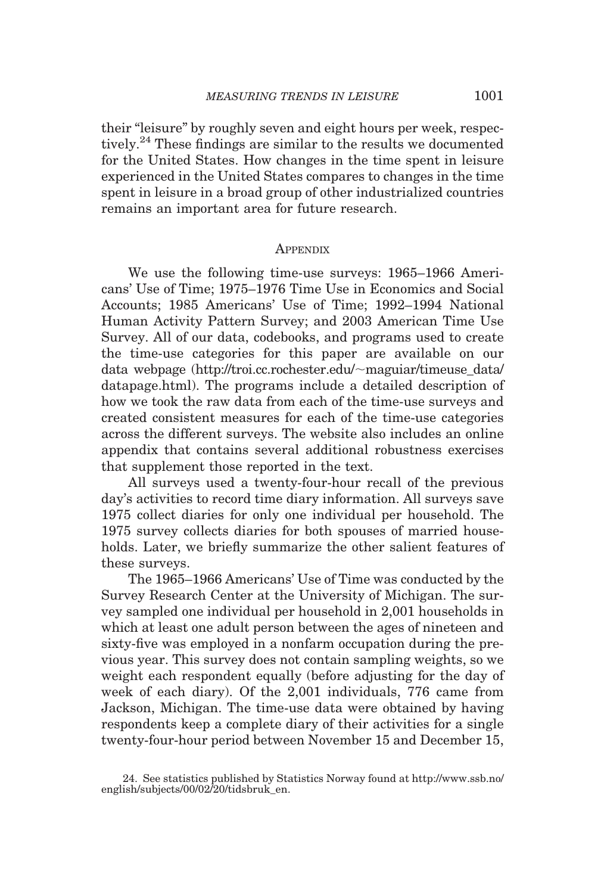their "leisure" by roughly seven and eight hours per week, respectively.[24] These findings are similar to the results we documented for the United States. How changes in the time spent in leisure experienced in the United States compares to changes in the time spent in leisure in a broad group of other industrialized countries remains an important area for future research.

## Appendix

We use the following time-use surveys: 1965–1966 Americans' Use of Time; 1975–1976 Time Use in Economics and Social Accounts; 1985 Americans' Use of Time; 1992–1994 National Human Activity Pattern Survey; and 2003 American Time Use Survey. All of our data, codebooks, and programs used to create the time-use categories for this paper are available on our data webpage (http://troi.cc.rochester.edu/~maguiar/timeuse_data/datapage.html). The programs include a detailed description of how we took the raw data from each of the time-use surveys and created consistent measures for each of the time-use categories across the different surveys. The website also includes an online appendix that contains several additional robustness exercises that supplement those reported in the text.

All surveys used a twenty-four-hour recall of the previous day's activities to record time diary information. All surveys save 1975 collect diaries for only one individual per household. The 1975 survey collects diaries for both spouses of married households. Later, we briefly summarize the other salient features of these surveys.

The 1965–1966 Americans' Use of Time was conducted by the Survey Research Center at the University of Michigan. The survey sampled one individual per household in 2,001 households in which at least one adult person between the ages of nineteen and sixty-five was employed in a nonfarm occupation during the previous year. This survey does not contain sampling weights, so we weight each respondent equally (before adjusting for the day of week of each diary). Of the 2,001 individuals, 776 came from Jackson, Michigan. The time-use data were obtained by having respondents keep a complete diary of their activities for a single twenty-four-hour period between November 15 and December 15,

24. See statistics published by Statistics Norway found at http://www.ssb.no/english/subjects/00/02/20/tidsbruk_en.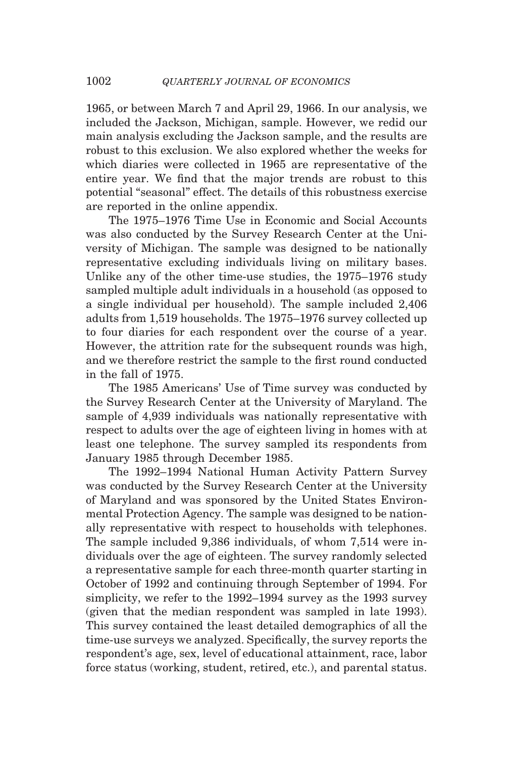1965, or between March 7 and April 29, 1966. In our analysis, we included the Jackson, Michigan, sample. However, we redid our main analysis excluding the Jackson sample, and the results are robust to this exclusion. We also explored whether the weeks for which diaries were collected in 1965 are representative of the entire year. We find that the major trends are robust to this potential "seasonal" effect. The details of this robustness exercise are reported in the online appendix.

The 1975–1976 Time Use in Economic and Social Accounts was also conducted by the Survey Research Center at the University of Michigan. The sample was designed to be nationally representative excluding individuals living on military bases. Unlike any of the other time-use studies, the 1975–1976 study sampled multiple adult individuals in a household (as opposed to a single individual per household). The sample included 2,406 adults from 1,519 households. The 1975–1976 survey collected up to four diaries for each respondent over the course of a year. However, the attrition rate for the subsequent rounds was high, and we therefore restrict the sample to the first round conducted in the fall of 1975.

The 1985 Americans' Use of Time survey was conducted by the Survey Research Center at the University of Maryland. The sample of 4,939 individuals was nationally representative with respect to adults over the age of eighteen living in homes with at least one telephone. The survey sampled its respondents from January 1985 through December 1985.

The 1992–1994 National Human Activity Pattern Survey was conducted by the Survey Research Center at the University of Maryland and was sponsored by the United States Environmental Protection Agency. The sample was designed to be nationally representative with respect to households with telephones. The sample included 9,386 individuals, of whom 7,514 were individuals over the age of eighteen. The survey randomly selected a representative sample for each three-month quarter starting in October of 1992 and continuing through September of 1994. For simplicity, we refer to the 1992–1994 survey as the 1993 survey (given that the median respondent was sampled in late 1993). This survey contained the least detailed demographics of all the time-use surveys we analyzed. Specifically, the survey reports the respondent's age, sex, level of educational attainment, race, labor force status (working, student, retired, etc.), and parental status.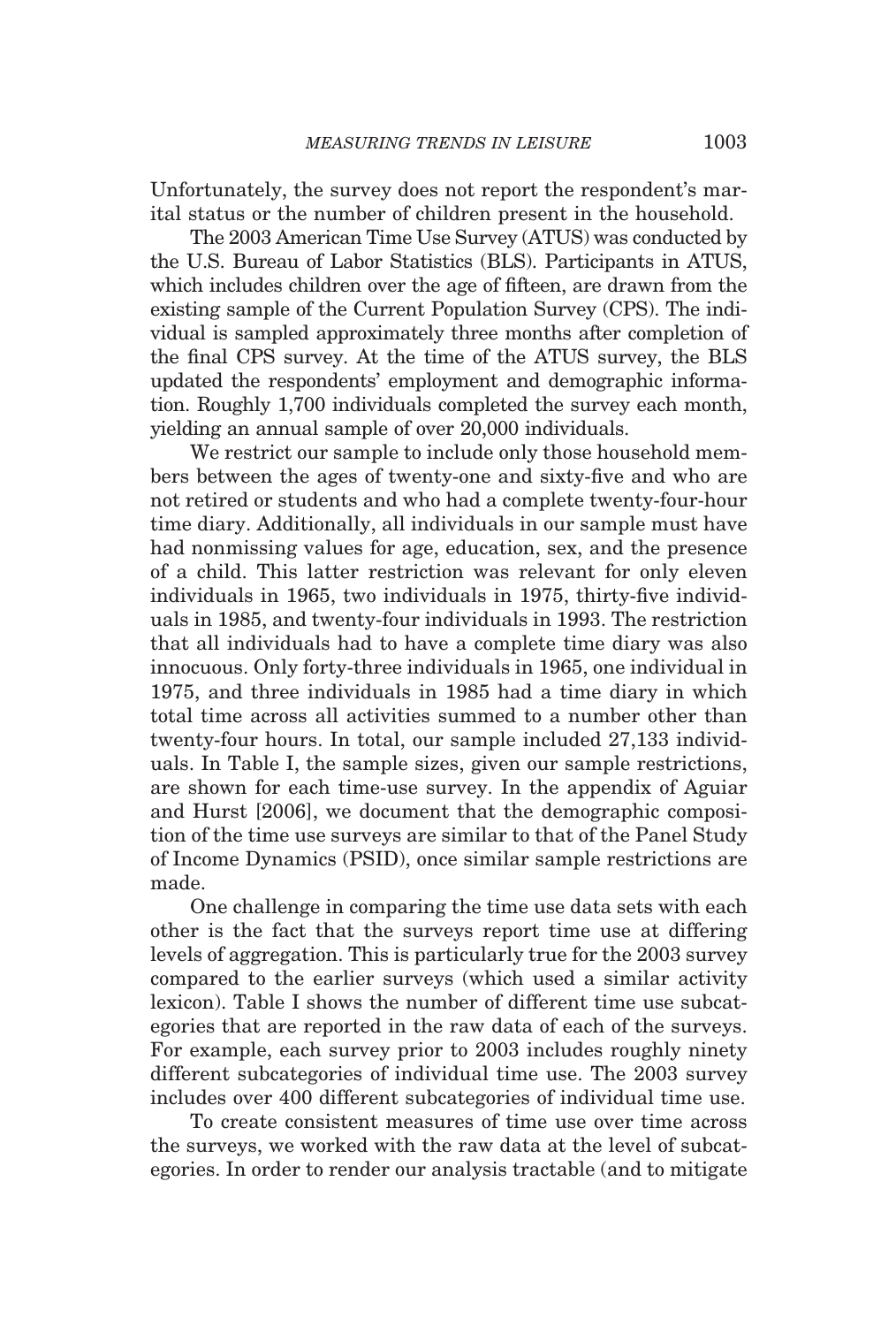Unfortunately, the survey does not report the respondent's marital status or the number of children present in the household.

The 2003 American Time Use Survey (ATUS) was conducted by the U.S. Bureau of Labor Statistics (BLS). Participants in ATUS, which includes children over the age of fifteen, are drawn from the existing sample of the Current Population Survey (CPS). The individual is sampled approximately three months after completion of the final CPS survey. At the time of the ATUS survey, the BLS updated the respondents' employment and demographic information. Roughly 1,700 individuals completed the survey each month, yielding an annual sample of over 20,000 individuals.

We restrict our sample to include only those household members between the ages of twenty-one and sixty-five and who are not retired or students and who had a complete twenty-four-hour time diary. Additionally, all individuals in our sample must have had nonmissing values for age, education, sex, and the presence of a child. This latter restriction was relevant for only eleven individuals in 1965, two individuals in 1975, thirty-five individuals in 1985, and twenty-four individuals in 1993. The restriction that all individuals had to have a complete time diary was also innocuous. Only forty-three individuals in 1965, one individual in 1975, and three individuals in 1985 had a time diary in which total time across all activities summed to a number other than twenty-four hours. In total, our sample included 27,133 individuals. In Table I, the sample sizes, given our sample restrictions, are shown for each time-use survey. In the appendix of Aguiar and Hurst [2006], we document that the demographic composition of the time use surveys are similar to that of the Panel Study of Income Dynamics (PSID), once similar sample restrictions are made.

One challenge in comparing the time use data sets with each other is the fact that the surveys report time use at differing levels of aggregation. This is particularly true for the 2003 survey compared to the earlier surveys (which used a similar activity lexicon). Table I shows the number of different time use subcategories that are reported in the raw data of each of the surveys. For example, each survey prior to 2003 includes roughly ninety different subcategories of individual time use. The 2003 survey includes over 400 different subcategories of individual time use.

To create consistent measures of time use over time across the surveys, we worked with the raw data at the level of subcategories. In order to render our analysis tractable (and to mitigate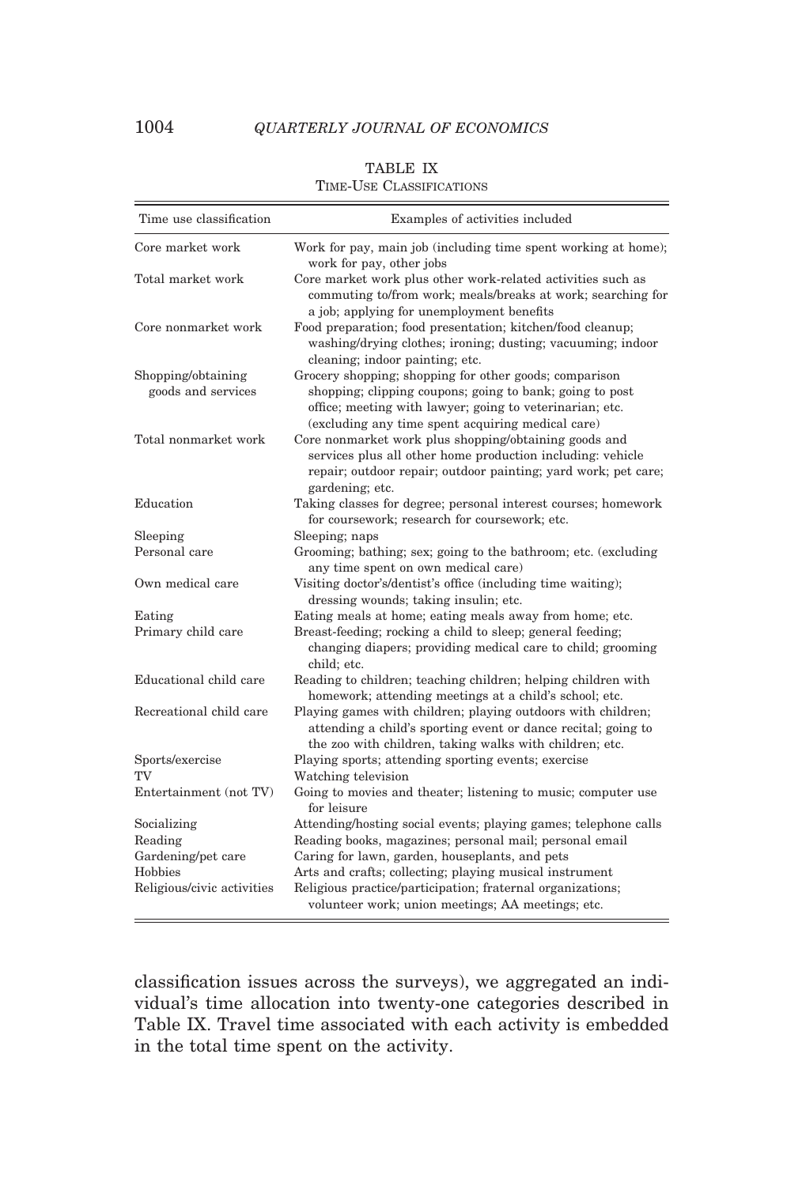TABLE IX
TIME-USE CLASSIFICATIONS

| Time use classification | Examples of activities included |
| --- | --- |
| Core market work | Work for pay, main job (including time spent working at home); work for pay, other jobs |
| Total market work | Core market work plus other work-related activities such as commuting to/from work; meals/breaks at work; searching for a job; applying for unemployment benefits |
| Core nonmarket work | Food preparation; food presentation; kitchen/food cleanup; washing/drying clothes; ironing; dusting; vacuuming; indoor cleaning; indoor painting; etc. |
| Shopping/obtaining goods and services | Grocery shopping; shopping for other goods; comparison shopping; clipping coupons; going to bank; going to post office; meeting with lawyer; going to veterinarian; etc. (excluding any time spent acquiring medical care) |
| Total nonmarket work | Core nonmarket work plus shopping/obtaining goods and services plus all other home production including: vehicle repair; outdoor repair; outdoor painting; yard work; pet care; gardening; etc. |
| Education | Taking classes for degree; personal interest courses; homework for coursework; research for coursework; etc. |
| Sleeping | Sleeping; naps |
| Personal care | Grooming; bathing; sex; going to the bathroom; etc. (excluding any time spent on own medical care) |
| Own medical care | Visiting doctor's/dentist's office (including time waiting); dressing wounds; taking insulin; etc. |
| Eating | Eating meals at home; eating meals away from home; etc. |
| Primary child care | Breast-feeding; rocking a child to sleep; general feeding; changing diapers; providing medical care to child; grooming child; etc. |
| Educational child care | Reading to children; teaching children; helping children with homework; attending meetings at a child's school; etc. |
| Recreational child care | Playing games with children; playing outdoors with children; attending a child's sporting event or dance recital; going to the zoo with children, taking walks with children; etc. |
| Sports/exercise | Playing sports; attending sporting events; exercise |
| TV | Watching television |
| Entertainment (not TV) | Going to movies and theater; listening to music; computer use for leisure |
| Socializing | Attending/hosting social events; playing games; telephone calls |
| Reading | Reading books, magazines; personal mail; personal email |
| Gardening/pet care | Caring for lawn, garden, houseplants, and pets |
| Hobbies | Arts and crafts; collecting; playing musical instrument |
| Religious/civic activities | Religious practice/participation; fraternal organizations; volunteer work; union meetings; AA meetings; etc. |

classification issues across the surveys), we aggregated an individual's time allocation into twenty-one categories described in Table IX. Travel time associated with each activity is embedded in the total time spent on the activity.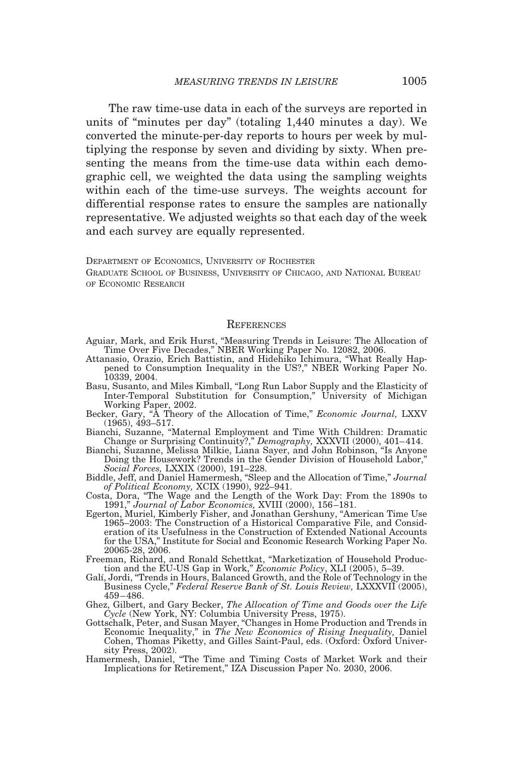The raw time-use data in each of the surveys are reported in units of "minutes per day" (totaling 1,440 minutes a day). We converted the minute-per-day reports to hours per week by multiplying the response by seven and dividing by sixty. When presenting the means from the time-use data within each demographic cell, we weighted the data using the sampling weights within each of the time-use surveys. The weights account for differential response rates to ensure the samples are nationally representative. We adjusted weights so that each day of the week and each survey are equally represented.

DEPARTMENT OF ECONOMICS, UNIVERSITY OF ROCHESTER
GRADUATE SCHOOL OF BUSINESS, UNIVERSITY OF CHICAGO, AND NATIONAL BUREAU OF ECONOMIC RESEARCH

## REFERENCES

Aguiar, Mark, and Erik Hurst, "Measuring Trends in Leisure: The Allocation of Time Over Five Decades," NBER Working Paper No. 12082, 2006.

Attanasio, Orazio, Erich Battistin, and Hidehiko Ichimura, "What Really Happened to Consumption Inequality in the US?," NBER Working Paper No. 10339, 2004.

Basu, Susanto, and Miles Kimball, "Long Run Labor Supply and the Elasticity of Inter-Temporal Substitution for Consumption," University of Michigan Working Paper, 2002.

Becker, Gary, "A Theory of the Allocation of Time," *Economic Journal,* LXXV (1965), 493–517.

Bianchi, Suzanne, "Maternal Employment and Time With Children: Dramatic Change or Surprising Continuity?," *Demography,* XXXVII (2000), 401–414.

Bianchi, Suzanne, Melissa Milkie, Liana Sayer, and John Robinson, "Is Anyone Doing the Housework? Trends in the Gender Division of Household Labor," *Social Forces,* LXXIX (2000), 191–228.

Biddle, Jeff, and Daniel Hamermesh, "Sleep and the Allocation of Time," *Journal of Political Economy,* XCIX (1990), 922–941.

Costa, Dora, "The Wage and the Length of the Work Day: From the 1890s to 1991," *Journal of Labor Economics,* XVIII (2000), 156–181.

Egerton, Muriel, Kimberly Fisher, and Jonathan Gershuny, "American Time Use 1965–2003: The Construction of a Historical Comparative File, and Consideration of its Usefulness in the Construction of Extended National Accounts for the USA," Institute for Social and Economic Research Working Paper No. 20065-28, 2006.

Freeman, Richard, and Ronald Schettkat, "Marketization of Household Production and the EU-US Gap in Work," *Economic Policy*, XLI (2005), 5–39.

Galí, Jordi, "Trends in Hours, Balanced Growth, and the Role of Technology in the Business Cycle," *Federal Reserve Bank of St. Louis Review,* LXXXVII (2005), 459–486.

Ghez, Gilbert, and Gary Becker, *The Allocation of Time and Goods over the Life Cycle* (New York, NY: Columbia University Press, 1975).

Gottschalk, Peter, and Susan Mayer, "Changes in Home Production and Trends in Economic Inequality," in *The New Economics of Rising Inequality,* Daniel Cohen, Thomas Piketty, and Gilles Saint-Paul, eds. (Oxford: Oxford University Press, 2002).

Hamermesh, Daniel, "The Time and Timing Costs of Market Work and their Implications for Retirement," IZA Discussion Paper No. 2030, 2006.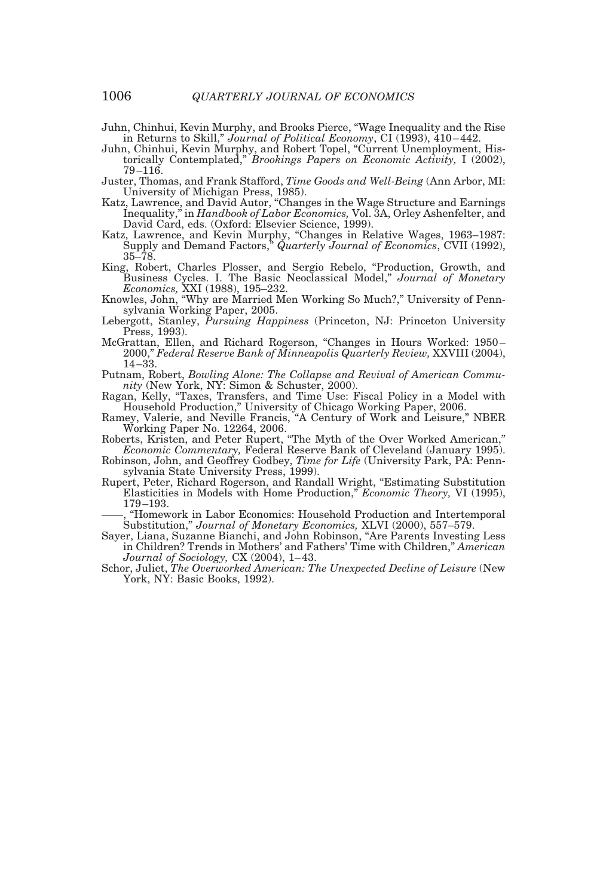Juhn, Chinhui, Kevin Murphy, and Brooks Pierce, "Wage Inequality and the Rise in Returns to Skill," *Journal of Political Economy*, CI (1993), 410–442.

Juhn, Chinhui, Kevin Murphy, and Robert Topel, "Current Unemployment, Historically Contemplated," *Brookings Papers on Economic Activity,* I (2002), 79–116.

Juster, Thomas, and Frank Stafford, *Time Goods and Well-Being* (Ann Arbor, MI: University of Michigan Press, 1985).

Katz, Lawrence, and David Autor, "Changes in the Wage Structure and Earnings Inequality," in *Handbook of Labor Economics,* Vol. 3A, Orley Ashenfelter, and David Card, eds. (Oxford: Elsevier Science, 1999).

Katz, Lawrence, and Kevin Murphy, "Changes in Relative Wages, 1963–1987: Supply and Demand Factors," *Quarterly Journal of Economics*, CVII (1992), 35–78.

King, Robert, Charles Plosser, and Sergio Rebelo, "Production, Growth, and Business Cycles. I. The Basic Neoclassical Model," *Journal of Monetary Economics,* XXI (1988), 195–232.

Knowles, John, "Why are Married Men Working So Much?," University of Pennsylvania Working Paper, 2005.

Lebergott, Stanley, *Pursuing Happiness* (Princeton, NJ: Princeton University Press, 1993).

McGrattan, Ellen, and Richard Rogerson, "Changes in Hours Worked: 1950–2000," *Federal Reserve Bank of Minneapolis Quarterly Review,* XXVIII (2004), 14–33.

Putnam, Robert, *Bowling Alone: The Collapse and Revival of American Community* (New York, NY: Simon & Schuster, 2000).

Ragan, Kelly, "Taxes, Transfers, and Time Use: Fiscal Policy in a Model with Household Production," University of Chicago Working Paper, 2006.

Ramey, Valerie, and Neville Francis, "A Century of Work and Leisure," NBER Working Paper No. 12264, 2006.

Roberts, Kristen, and Peter Rupert, "The Myth of the Over Worked American," *Economic Commentary,* Federal Reserve Bank of Cleveland (January 1995).

Robinson, John, and Geoffrey Godbey, *Time for Life* (University Park, PA: Pennsylvania State University Press, 1999).

Rupert, Peter, Richard Rogerson, and Randall Wright, "Estimating Substitution Elasticities in Models with Home Production," *Economic Theory,* VI (1995), 179–193.

——, "Homework in Labor Economics: Household Production and Intertemporal Substitution," *Journal of Monetary Economics,* XLVI (2000), 557–579.

Sayer, Liana, Suzanne Bianchi, and John Robinson, "Are Parents Investing Less in Children? Trends in Mothers' and Fathers' Time with Children," *American Journal of Sociology,* CX (2004), 1–43.

Schor, Juliet, *The Overworked American: The Unexpected Decline of Leisure* (New York, NY: Basic Books, 1992).